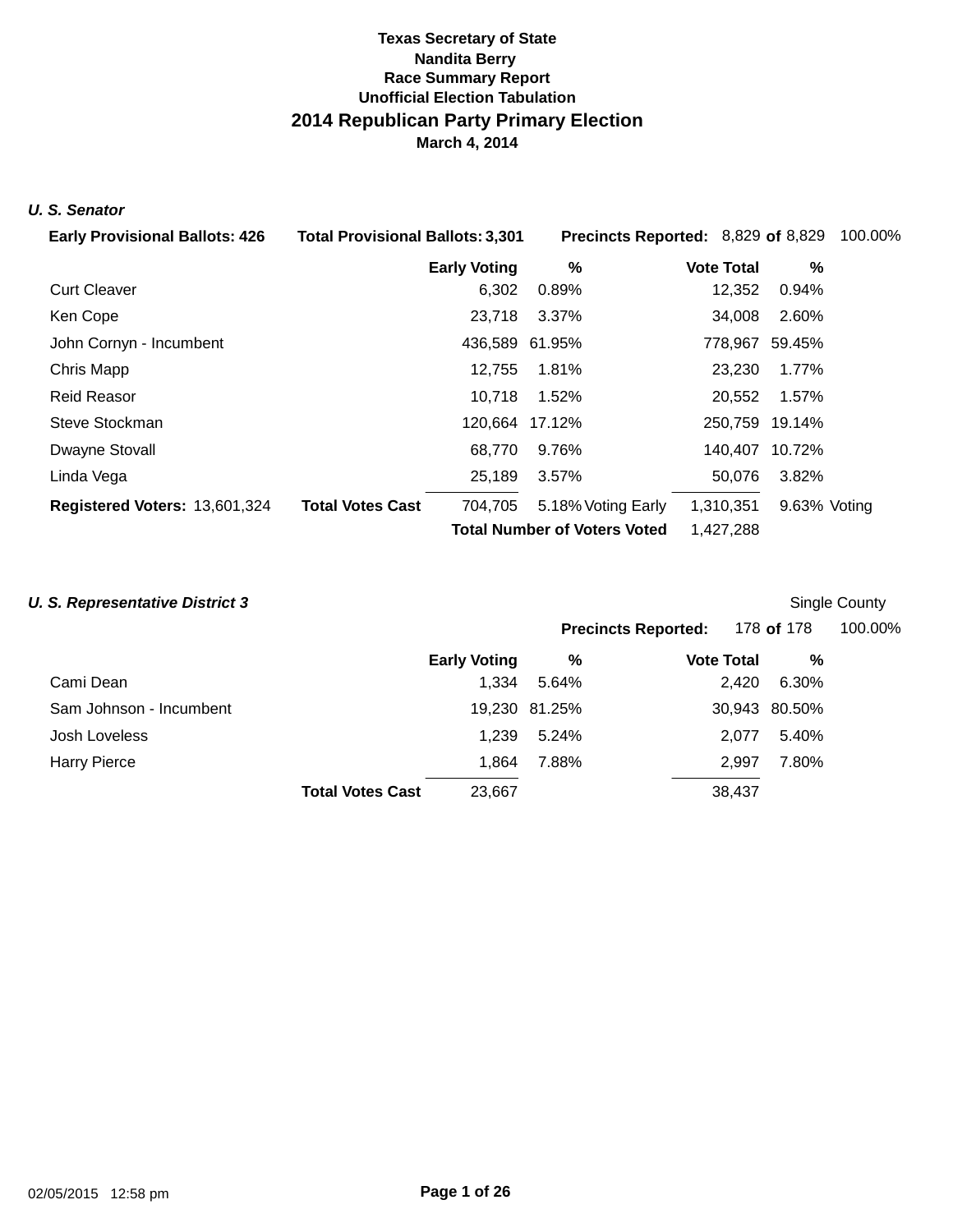**Texas Secretary of State**
**Nandita Berry**
**Race Summary Report**
**Unofficial Election Tabulation**

# 2014 Republican Party Primary Election

**March 4, 2014**

### *U. S. Senator*

**Early Provisional Ballots: 426** **Total Provisional Ballots: 3,301** **Precincts Reported:** 8,829 **of** 8,829 100.00%

| | Early Voting | % | Vote Total | % |
|---|---|---|---|---|
| Curt Cleaver | 6,302 | 0.89% | 12,352 | 0.94% |
| Ken Cope | 23,718 | 3.37% | 34,008 | 2.60% |
| John Cornyn - Incumbent | 436,589 | 61.95% | 778,967 | 59.45% |
| Chris Mapp | 12,755 | 1.81% | 23,230 | 1.77% |
| Reid Reasor | 10,718 | 1.52% | 20,552 | 1.57% |
| Steve Stockman | 120,664 | 17.12% | 250,759 | 19.14% |
| Dwayne Stovall | 68,770 | 9.76% | 140,407 | 10.72% |
| Linda Vega | 25,189 | 3.57% | 50,076 | 3.82% |
| **Total Votes Cast** | 704,705 | 5.18% Voting Early | 1,310,351 | 9.63% Voting |

**Registered Voters:** 13,601,324

**Total Number of Voters Voted** 1,427,288

### *U. S. Representative District 3*

Single County

**Precincts Reported:** 178 **of** 178 100.00%

| | Early Voting | % | Vote Total | % |
|---|---|---|---|---|
| Cami Dean | 1,334 | 5.64% | 2,420 | 6.30% |
| Sam Johnson - Incumbent | 19,230 | 81.25% | 30,943 | 80.50% |
| Josh Loveless | 1,239 | 5.24% | 2,077 | 5.40% |
| Harry Pierce | 1,864 | 7.88% | 2,997 | 7.80% |
| **Total Votes Cast** | 23,667 | | 38,437 | |

02/05/2015 12:58 pm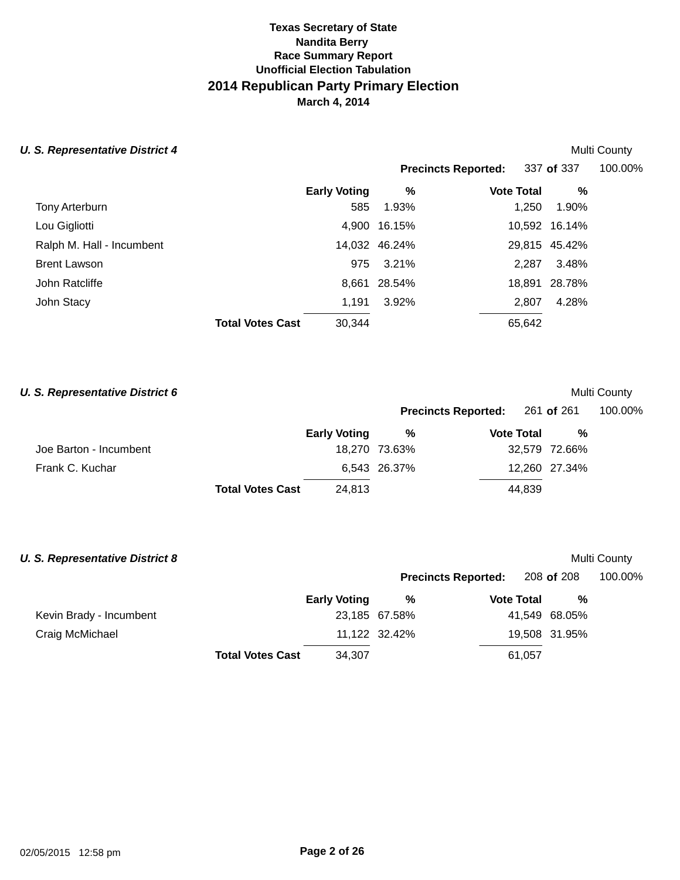**Texas Secretary of State**
**Nandita Berry**
**Race Summary Report**
**Unofficial Election Tabulation**

# 2014 Republican Party Primary Election

**March 4, 2014**

### *U. S. Representative District 4*

Multi County

**Precincts Reported:** 337 **of** 337 100.00%

| | Early Voting | % | Vote Total | % |
|---|---|---|---|---|
| Tony Arterburn | 585 | 1.93% | 1,250 | 1.90% |
| Lou Gigliotti | 4,900 | 16.15% | 10,592 | 16.14% |
| Ralph M. Hall - Incumbent | 14,032 | 46.24% | 29,815 | 45.42% |
| Brent Lawson | 975 | 3.21% | 2,287 | 3.48% |
| John Ratcliffe | 8,661 | 28.54% | 18,891 | 28.78% |
| John Stacy | 1,191 | 3.92% | 2,807 | 4.28% |
| **Total Votes Cast** | 30,344 | | 65,642 | |

### *U. S. Representative District 6*

Multi County

**Precincts Reported:** 261 **of** 261 100.00%

| | Early Voting | % | Vote Total | % |
|---|---|---|---|---|
| Joe Barton - Incumbent | 18,270 | 73.63% | 32,579 | 72.66% |
| Frank C. Kuchar | 6,543 | 26.37% | 12,260 | 27.34% |
| **Total Votes Cast** | 24,813 | | 44,839 | |

### *U. S. Representative District 8*

Multi County

**Precincts Reported:** 208 **of** 208 100.00%

| | Early Voting | % | Vote Total | % |
|---|---|---|---|---|
| Kevin Brady - Incumbent | 23,185 | 67.58% | 41,549 | 68.05% |
| Craig McMichael | 11,122 | 32.42% | 19,508 | 31.95% |
| **Total Votes Cast** | 34,307 | | 61,057 | |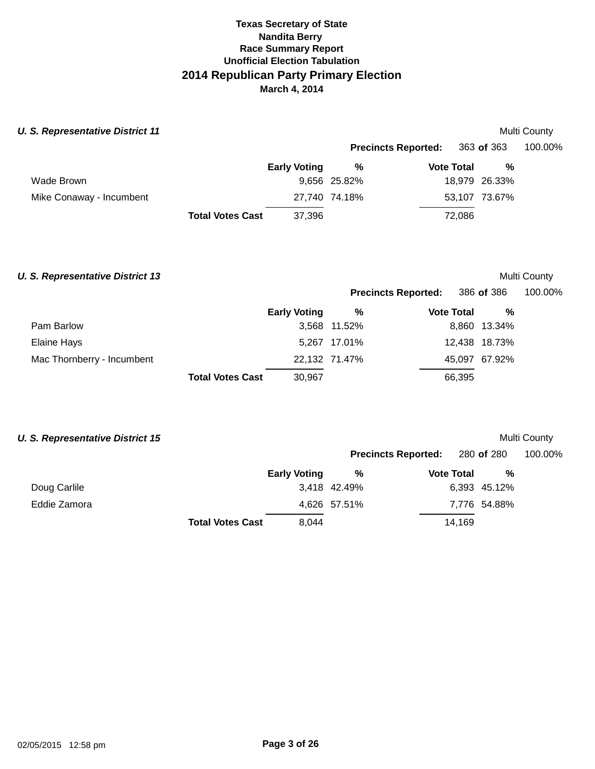# Texas Secretary of State
**Nandita Berry**
**Race Summary Report**
**Unofficial Election Tabulation**
## 2014 Republican Party Primary Election
**March 4, 2014**

### *U. S. Representative District 11*

Multi County

**Precincts Reported:** 363 **of** 363 100.00%

| | Early Voting | % | Vote Total | % |
|---|---|---|---|---|
| Wade Brown | 9,656 | 25.82% | 18,979 | 26.33% |
| Mike Conaway - Incumbent | 27,740 | 74.18% | 53,107 | 73.67% |
| **Total Votes Cast** | 37,396 | | 72,086 | |

### *U. S. Representative District 13*

Multi County

**Precincts Reported:** 386 **of** 386 100.00%

| | Early Voting | % | Vote Total | % |
|---|---|---|---|---|
| Pam Barlow | 3,568 | 11.52% | 8,860 | 13.34% |
| Elaine Hays | 5,267 | 17.01% | 12,438 | 18.73% |
| Mac Thornberry - Incumbent | 22,132 | 71.47% | 45,097 | 67.92% |
| **Total Votes Cast** | 30,967 | | 66,395 | |

### *U. S. Representative District 15*

Multi County

**Precincts Reported:** 280 **of** 280 100.00%

| | Early Voting | % | Vote Total | % |
|---|---|---|---|---|
| Doug Carlile | 3,418 | 42.49% | 6,393 | 45.12% |
| Eddie Zamora | 4,626 | 57.51% | 7,776 | 54.88% |
| **Total Votes Cast** | 8,044 | | 14,169 | |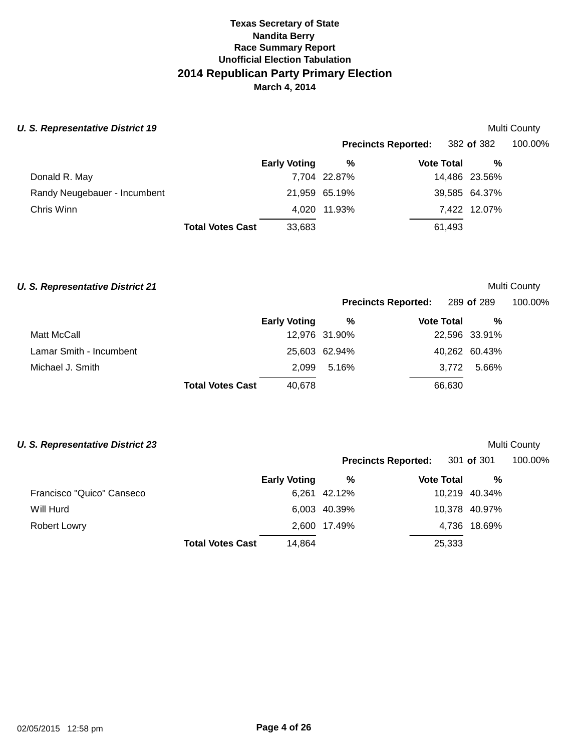**Texas Secretary of State**
**Nandita Berry**
**Race Summary Report**
**Unofficial Election Tabulation**

# 2014 Republican Party Primary Election

**March 4, 2014**

### *U. S. Representative District 19*

Multi County

**Precincts Reported:** 382 **of** 382 100.00%

| | Early Voting | % | Vote Total | % |
|---|---|---|---|---|
| Donald R. May | 7,704 | 22.87% | 14,486 | 23.56% |
| Randy Neugebauer - Incumbent | 21,959 | 65.19% | 39,585 | 64.37% |
| Chris Winn | 4,020 | 11.93% | 7,422 | 12.07% |
| **Total Votes Cast** | 33,683 | | 61,493 | |

### *U. S. Representative District 21*

Multi County

**Precincts Reported:** 289 **of** 289 100.00%

| | Early Voting | % | Vote Total | % |
|---|---|---|---|---|
| Matt McCall | 12,976 | 31.90% | 22,596 | 33.91% |
| Lamar Smith - Incumbent | 25,603 | 62.94% | 40,262 | 60.43% |
| Michael J. Smith | 2,099 | 5.16% | 3,772 | 5.66% |
| **Total Votes Cast** | 40,678 | | 66,630 | |

### *U. S. Representative District 23*

Multi County

**Precincts Reported:** 301 **of** 301 100.00%

| | Early Voting | % | Vote Total | % |
|---|---|---|---|---|
| Francisco "Quico" Canseco | 6,261 | 42.12% | 10,219 | 40.34% |
| Will Hurd | 6,003 | 40.39% | 10,378 | 40.97% |
| Robert Lowry | 2,600 | 17.49% | 4,736 | 18.69% |
| **Total Votes Cast** | 14,864 | | 25,333 | |

02/05/2015 12:58 pm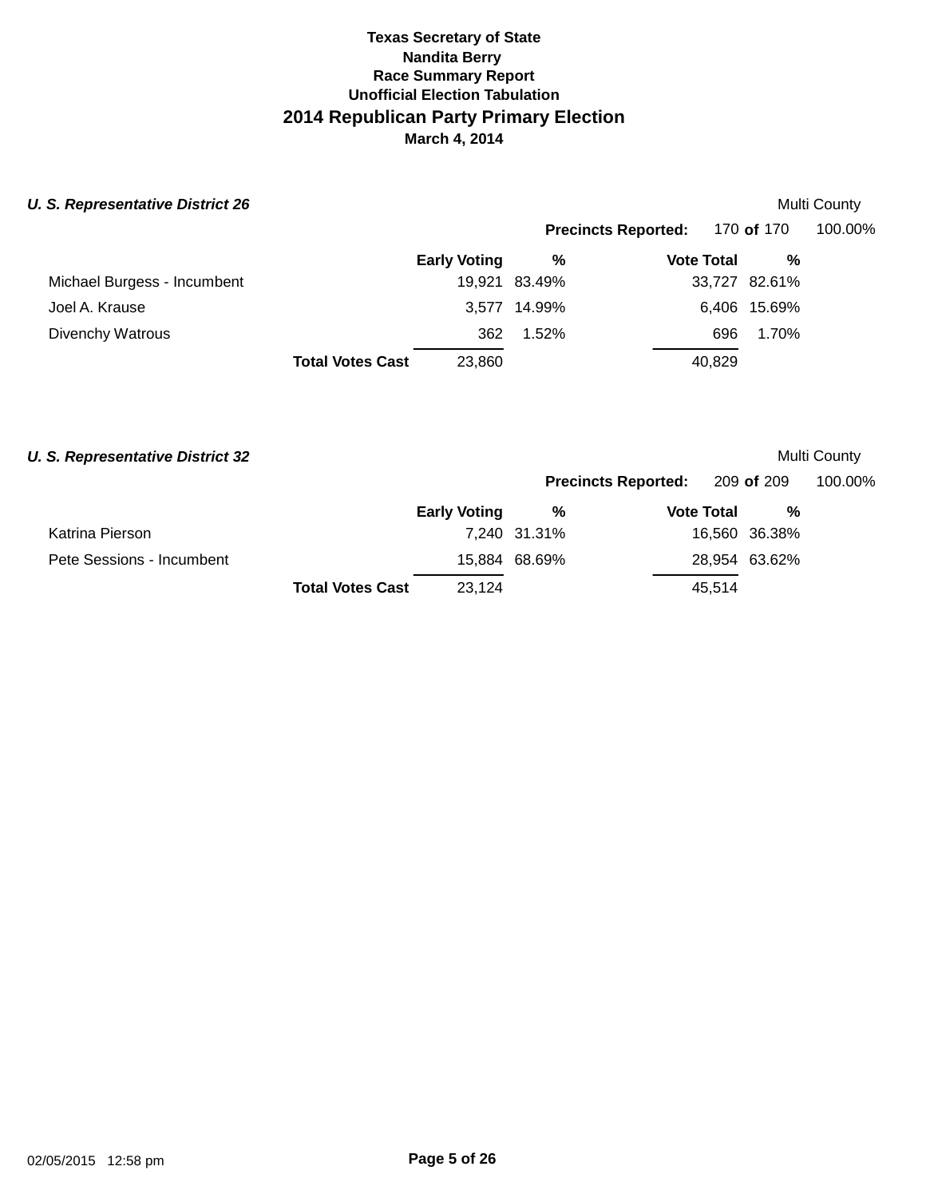**Texas Secretary of State**
**Nandita Berry**
**Race Summary Report**
**Unofficial Election Tabulation**

# 2014 Republican Party Primary Election

**March 4, 2014**

## *U. S. Representative District 26*

Multi County

**Precincts Reported:** 170 **of** 170 100.00%

| | Early Voting | % | Vote Total | % |
|---|---|---|---|---|
| Michael Burgess - Incumbent | 19,921 | 83.49% | 33,727 | 82.61% |
| Joel A. Krause | 3,577 | 14.99% | 6,406 | 15.69% |
| Divenchy Watrous | 362 | 1.52% | 696 | 1.70% |
| **Total Votes Cast** | 23,860 | | 40,829 | |

## *U. S. Representative District 32*

Multi County

**Precincts Reported:** 209 **of** 209 100.00%

| | Early Voting | % | Vote Total | % |
|---|---|---|---|---|
| Katrina Pierson | 7,240 | 31.31% | 16,560 | 36.38% |
| Pete Sessions - Incumbent | 15,884 | 68.69% | 28,954 | 63.62% |
| **Total Votes Cast** | 23,124 | | 45,514 | |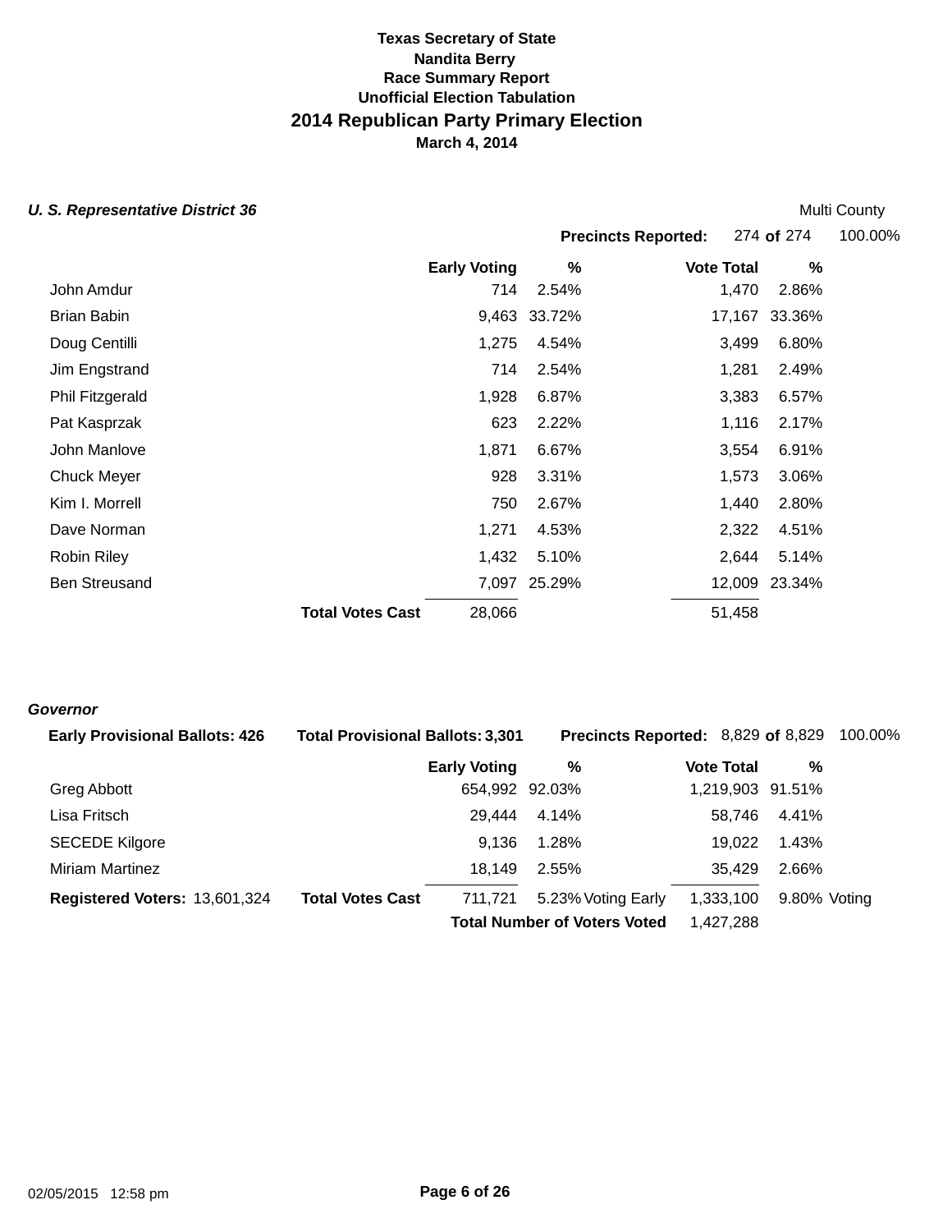**Texas Secretary of State**
**Nandita Berry**
**Race Summary Report**
**Unofficial Election Tabulation**

# 2014 Republican Party Primary Election

**March 4, 2014**

### *U. S. Representative District 36*

Multi County

**Precincts Reported:** 274 **of** 274 100.00%

| | Early Voting | % | Vote Total | % |
|---|---|---|---|---|
| John Amdur | 714 | 2.54% | 1,470 | 2.86% |
| Brian Babin | 9,463 | 33.72% | 17,167 | 33.36% |
| Doug Centilli | 1,275 | 4.54% | 3,499 | 6.80% |
| Jim Engstrand | 714 | 2.54% | 1,281 | 2.49% |
| Phil Fitzgerald | 1,928 | 6.87% | 3,383 | 6.57% |
| Pat Kasprzak | 623 | 2.22% | 1,116 | 2.17% |
| John Manlove | 1,871 | 6.67% | 3,554 | 6.91% |
| Chuck Meyer | 928 | 3.31% | 1,573 | 3.06% |
| Kim I. Morrell | 750 | 2.67% | 1,440 | 2.80% |
| Dave Norman | 1,271 | 4.53% | 2,322 | 4.51% |
| Robin Riley | 1,432 | 5.10% | 2,644 | 5.14% |
| Ben Streusand | 7,097 | 25.29% | 12,009 | 23.34% |
| **Total Votes Cast** | 28,066 | | 51,458 | |

### *Governor*

**Early Provisional Ballots:** 426 **Total Provisional Ballots:** 3,301 **Precincts Reported:** 8,829 **of** 8,829 100.00%

| | Early Voting | % | Vote Total | % |
|---|---|---|---|---|
| Greg Abbott | 654,992 | 92.03% | 1,219,903 | 91.51% |
| Lisa Fritsch | 29,444 | 4.14% | 58,746 | 4.41% |
| SECEDE Kilgore | 9,136 | 1.28% | 19,022 | 1.43% |
| Miriam Martinez | 18,149 | 2.55% | 35,429 | 2.66% |
| **Total Votes Cast** | 711,721 | 5.23% Voting Early | 1,333,100 | 9.80% Voting |

**Registered Voters:** 13,601,324

**Total Number of Voters Voted** 1,427,288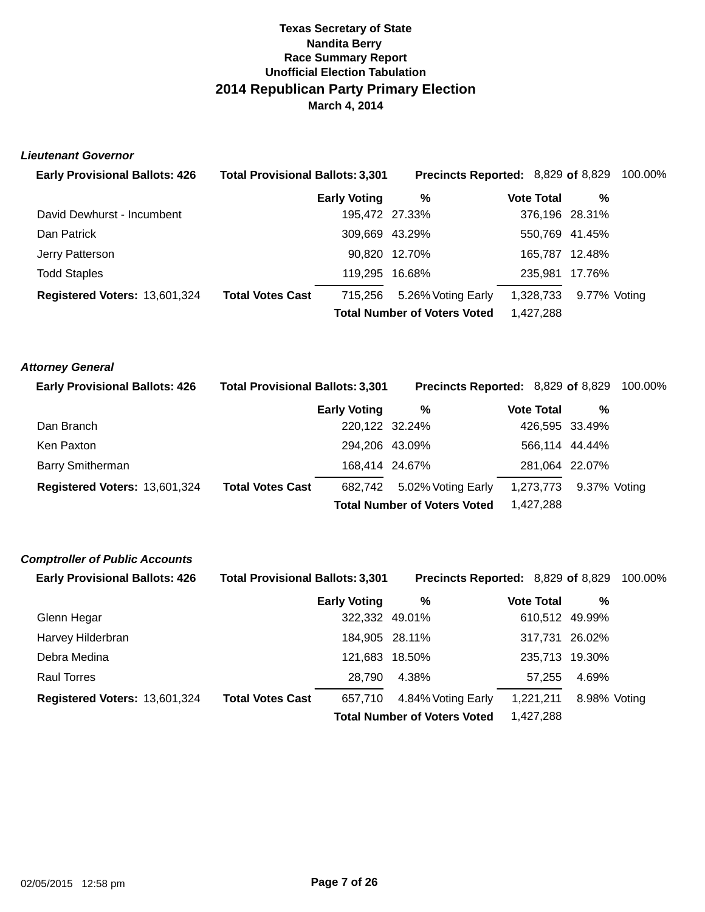**Texas Secretary of State**
**Nandita Berry**
**Race Summary Report**
**Unofficial Election Tabulation**

# 2014 Republican Party Primary Election

**March 4, 2014**

### *Lieutenant Governor*

**Early Provisional Ballots:** 426 | **Total Provisional Ballots:** 3,301 | **Precincts Reported:** 8,829 **of** 8,829 100.00%

| | Early Voting | % | Vote Total | % |
|---|---|---|---|---|
| David Dewhurst - Incumbent | 195,472 | 27.33% | 376,196 | 28.31% |
| Dan Patrick | 309,669 | 43.29% | 550,769 | 41.45% |
| Jerry Patterson | 90,820 | 12.70% | 165,787 | 12.48% |
| Todd Staples | 119,295 | 16.68% | 235,981 | 17.76% |

**Registered Voters:** 13,601,324 | **Total Votes Cast** 715,256 | 5.26% Voting Early | 1,328,733 | 9.77% Voting

**Total Number of Voters Voted** 1,427,288

### *Attorney General*

**Early Provisional Ballots:** 426 | **Total Provisional Ballots:** 3,301 | **Precincts Reported:** 8,829 **of** 8,829 100.00%

| | Early Voting | % | Vote Total | % |
|---|---|---|---|---|
| Dan Branch | 220,122 | 32.24% | 426,595 | 33.49% |
| Ken Paxton | 294,206 | 43.09% | 566,114 | 44.44% |
| Barry Smitherman | 168,414 | 24.67% | 281,064 | 22.07% |

**Registered Voters:** 13,601,324 | **Total Votes Cast** 682,742 | 5.02% Voting Early | 1,273,773 | 9.37% Voting

**Total Number of Voters Voted** 1,427,288

### *Comptroller of Public Accounts*

**Early Provisional Ballots:** 426 | **Total Provisional Ballots:** 3,301 | **Precincts Reported:** 8,829 **of** 8,829 100.00%

| | Early Voting | % | Vote Total | % |
|---|---|---|---|---|
| Glenn Hegar | 322,332 | 49.01% | 610,512 | 49.99% |
| Harvey Hilderbran | 184,905 | 28.11% | 317,731 | 26.02% |
| Debra Medina | 121,683 | 18.50% | 235,713 | 19.30% |
| Raul Torres | 28,790 | 4.38% | 57,255 | 4.69% |

**Registered Voters:** 13,601,324 | **Total Votes Cast** 657,710 | 4.84% Voting Early | 1,221,211 | 8.98% Voting

**Total Number of Voters Voted** 1,427,288

02/05/2015 12:58 pm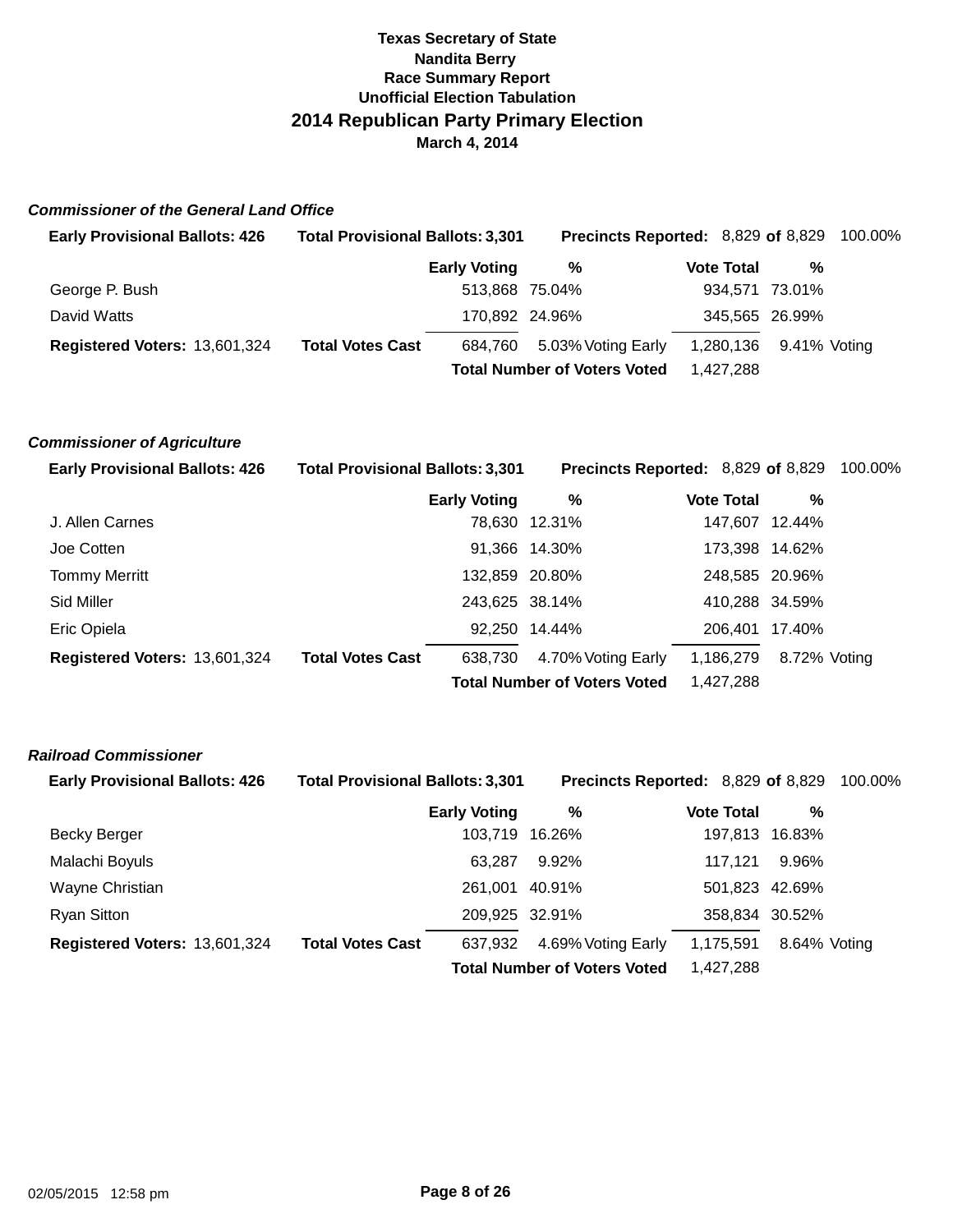**Texas Secretary of State**
**Nandita Berry**
**Race Summary Report**
**Unofficial Election Tabulation**

## 2014 Republican Party Primary Election

**March 4, 2014**

### *Commissioner of the General Land Office*

**Early Provisional Ballots:** 426 **Total Provisional Ballots:** 3,301 **Precincts Reported:** 8,829 **of** 8,829 100.00%

| | Early Voting | % | Vote Total | % |
|---|---|---|---|---|
| George P. Bush | 513,868 | 75.04% | 934,571 | 73.01% |
| David Watts | 170,892 | 24.96% | 345,565 | 26.99% |

**Registered Voters:** 13,601,324 **Total Votes Cast** 684,760 5.03% Voting Early 1,280,136 9.41% Voting

**Total Number of Voters Voted** 1,427,288

### *Commissioner of Agriculture*

**Early Provisional Ballots:** 426 **Total Provisional Ballots:** 3,301 **Precincts Reported:** 8,829 **of** 8,829 100.00%

| | Early Voting | % | Vote Total | % |
|---|---|---|---|---|
| J. Allen Carnes | 78,630 | 12.31% | 147,607 | 12.44% |
| Joe Cotten | 91,366 | 14.30% | 173,398 | 14.62% |
| Tommy Merritt | 132,859 | 20.80% | 248,585 | 20.96% |
| Sid Miller | 243,625 | 38.14% | 410,288 | 34.59% |
| Eric Opiela | 92,250 | 14.44% | 206,401 | 17.40% |

**Registered Voters:** 13,601,324 **Total Votes Cast** 638,730 4.70% Voting Early 1,186,279 8.72% Voting

**Total Number of Voters Voted** 1,427,288

### *Railroad Commissioner*

**Early Provisional Ballots:** 426 **Total Provisional Ballots:** 3,301 **Precincts Reported:** 8,829 **of** 8,829 100.00%

| | Early Voting | % | Vote Total | % |
|---|---|---|---|---|
| Becky Berger | 103,719 | 16.26% | 197,813 | 16.83% |
| Malachi Boyuls | 63,287 | 9.92% | 117,121 | 9.96% |
| Wayne Christian | 261,001 | 40.91% | 501,823 | 42.69% |
| Ryan Sitton | 209,925 | 32.91% | 358,834 | 30.52% |

**Registered Voters:** 13,601,324 **Total Votes Cast** 637,932 4.69% Voting Early 1,175,591 8.64% Voting

**Total Number of Voters Voted** 1,427,288

02/05/2015 12:58 pm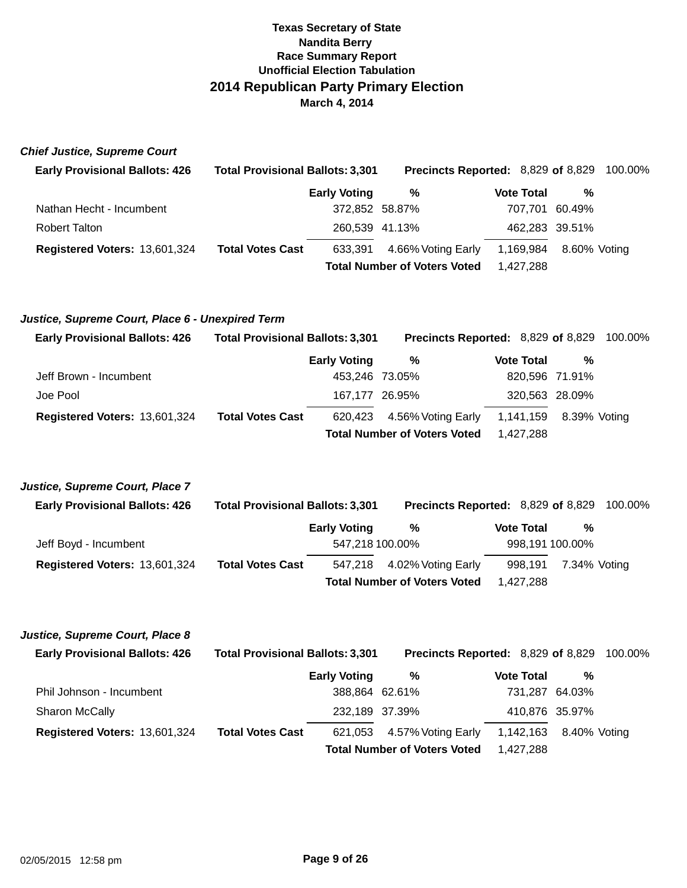**Texas Secretary of State**
**Nandita Berry**
**Race Summary Report**
**Unofficial Election Tabulation**

## 2014 Republican Party Primary Election

**March 4, 2014**

### *Chief Justice, Supreme Court*

**Early Provisional Ballots: 426** | **Total Provisional Ballots: 3,301** | **Precincts Reported:** 8,829 **of** 8,829 100.00%

| | | Early Voting | % | | Vote Total | % | |
|---|---|---|---|---|---|---|---|
| Nathan Hecht - Incumbent | | 372,852 | 58.87% | | 707,701 | 60.49% | |
| Robert Talton | | 260,539 | 41.13% | | 462,283 | 39.51% | |
| **Registered Voters:** 13,601,324 | **Total Votes Cast** | 633,391 | 4.66% | Voting Early | 1,169,984 | 8.60% | Voting |
| | | **Total Number of Voters Voted** | | | 1,427,288 | | |

### *Justice, Supreme Court, Place 6 - Unexpired Term*

**Early Provisional Ballots: 426** | **Total Provisional Ballots: 3,301** | **Precincts Reported:** 8,829 **of** 8,829 100.00%

| | | Early Voting | % | | Vote Total | % | |
|---|---|---|---|---|---|---|---|
| Jeff Brown - Incumbent | | 453,246 | 73.05% | | 820,596 | 71.91% | |
| Joe Pool | | 167,177 | 26.95% | | 320,563 | 28.09% | |
| **Registered Voters:** 13,601,324 | **Total Votes Cast** | 620,423 | 4.56% | Voting Early | 1,141,159 | 8.39% | Voting |
| | | **Total Number of Voters Voted** | | | 1,427,288 | | |

### *Justice, Supreme Court, Place 7*

**Early Provisional Ballots: 426** | **Total Provisional Ballots: 3,301** | **Precincts Reported:** 8,829 **of** 8,829 100.00%

| | | Early Voting | % | | Vote Total | % | |
|---|---|---|---|---|---|---|---|
| Jeff Boyd - Incumbent | | 547,218 | 100.00% | | 998,191 | 100.00% | |
| **Registered Voters:** 13,601,324 | **Total Votes Cast** | 547,218 | 4.02% | Voting Early | 998,191 | 7.34% | Voting |
| | | **Total Number of Voters Voted** | | | 1,427,288 | | |

### *Justice, Supreme Court, Place 8*

**Early Provisional Ballots: 426** | **Total Provisional Ballots: 3,301** | **Precincts Reported:** 8,829 **of** 8,829 100.00%

| | | Early Voting | % | | Vote Total | % | |
|---|---|---|---|---|---|---|---|
| Phil Johnson - Incumbent | | 388,864 | 62.61% | | 731,287 | 64.03% | |
| Sharon McCally | | 232,189 | 37.39% | | 410,876 | 35.97% | |
| **Registered Voters:** 13,601,324 | **Total Votes Cast** | 621,053 | 4.57% | Voting Early | 1,142,163 | 8.40% | Voting |
| | | **Total Number of Voters Voted** | | | 1,427,288 | | |

02/05/2015 12:58 pm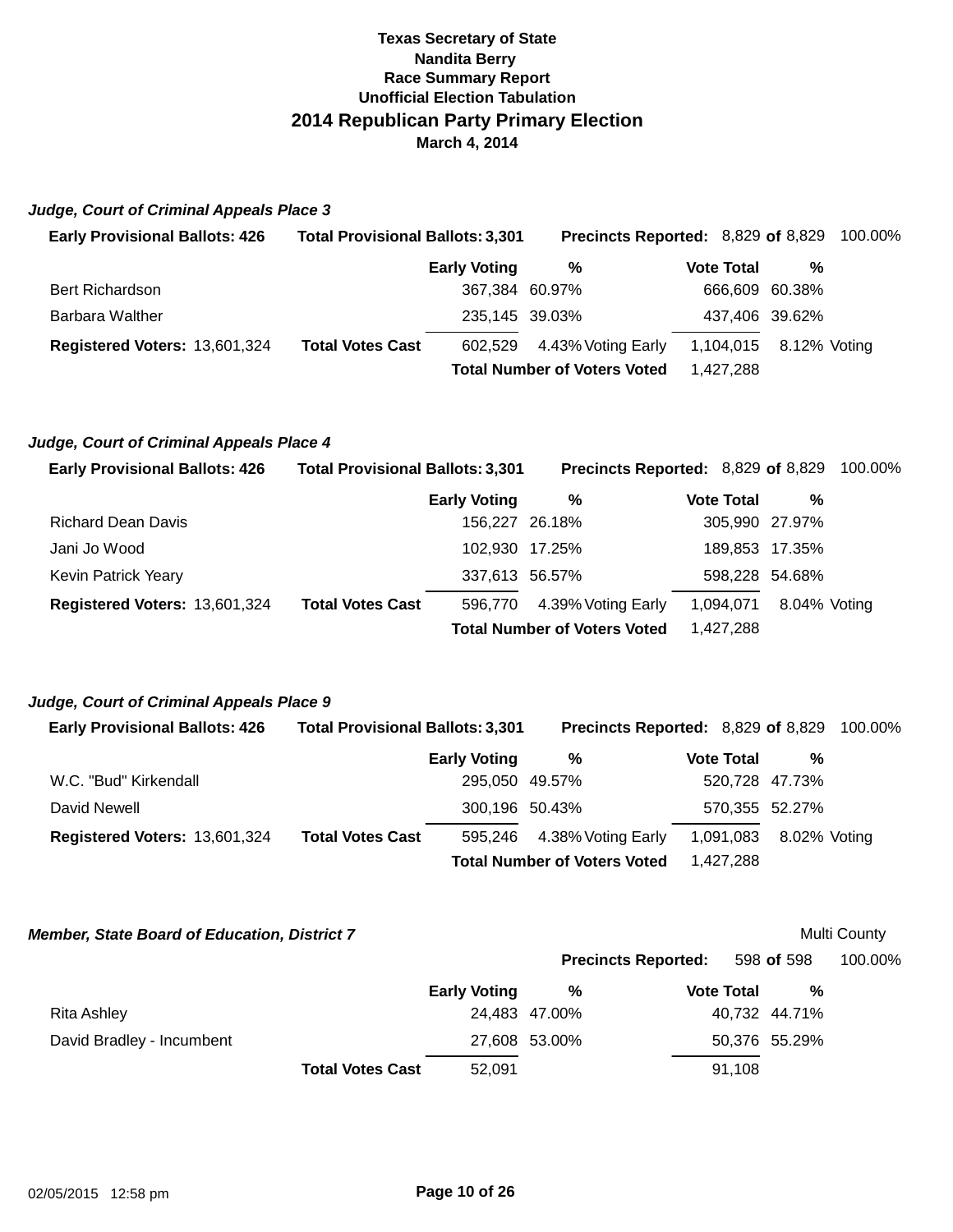**Texas Secretary of State**
**Nandita Berry**
**Race Summary Report**
**Unofficial Election Tabulation**

## 2014 Republican Party Primary Election

**March 4, 2014**

### *Judge, Court of Criminal Appeals Place 3*

**Early Provisional Ballots:** 426 | **Total Provisional Ballots:** 3,301 | **Precincts Reported:** 8,829 **of** 8,829 100.00%

| | Early Voting | % | Vote Total | % |
|---|---|---|---|---|
| Bert Richardson | 367,384 | 60.97% | 666,609 | 60.38% |
| Barbara Walther | 235,145 | 39.03% | 437,406 | 39.62% |
| **Total Votes Cast** | 602,529 | 4.43% Voting Early | 1,104,015 | 8.12% Voting |

**Registered Voters:** 13,601,324

**Total Number of Voters Voted** 1,427,288

### *Judge, Court of Criminal Appeals Place 4*

**Early Provisional Ballots:** 426 | **Total Provisional Ballots:** 3,301 | **Precincts Reported:** 8,829 **of** 8,829 100.00%

| | Early Voting | % | Vote Total | % |
|---|---|---|---|---|
| Richard Dean Davis | 156,227 | 26.18% | 305,990 | 27.97% |
| Jani Jo Wood | 102,930 | 17.25% | 189,853 | 17.35% |
| Kevin Patrick Yeary | 337,613 | 56.57% | 598,228 | 54.68% |
| **Total Votes Cast** | 596,770 | 4.39% Voting Early | 1,094,071 | 8.04% Voting |

**Registered Voters:** 13,601,324

**Total Number of Voters Voted** 1,427,288

### *Judge, Court of Criminal Appeals Place 9*

**Early Provisional Ballots:** 426 | **Total Provisional Ballots:** 3,301 | **Precincts Reported:** 8,829 **of** 8,829 100.00%

| | Early Voting | % | Vote Total | % |
|---|---|---|---|---|
| W.C. "Bud" Kirkendall | 295,050 | 49.57% | 520,728 | 47.73% |
| David Newell | 300,196 | 50.43% | 570,355 | 52.27% |
| **Total Votes Cast** | 595,246 | 4.38% Voting Early | 1,091,083 | 8.02% Voting |

**Registered Voters:** 13,601,324

**Total Number of Voters Voted** 1,427,288

### *Member, State Board of Education, District 7*

Multi County

**Precincts Reported:** 598 **of** 598 100.00%

| | Early Voting | % | Vote Total | % |
|---|---|---|---|---|
| Rita Ashley | 24,483 | 47.00% | 40,732 | 44.71% |
| David Bradley - Incumbent | 27,608 | 53.00% | 50,376 | 55.29% |
| **Total Votes Cast** | 52,091 | | 91,108 | |

02/05/2015 12:58 pm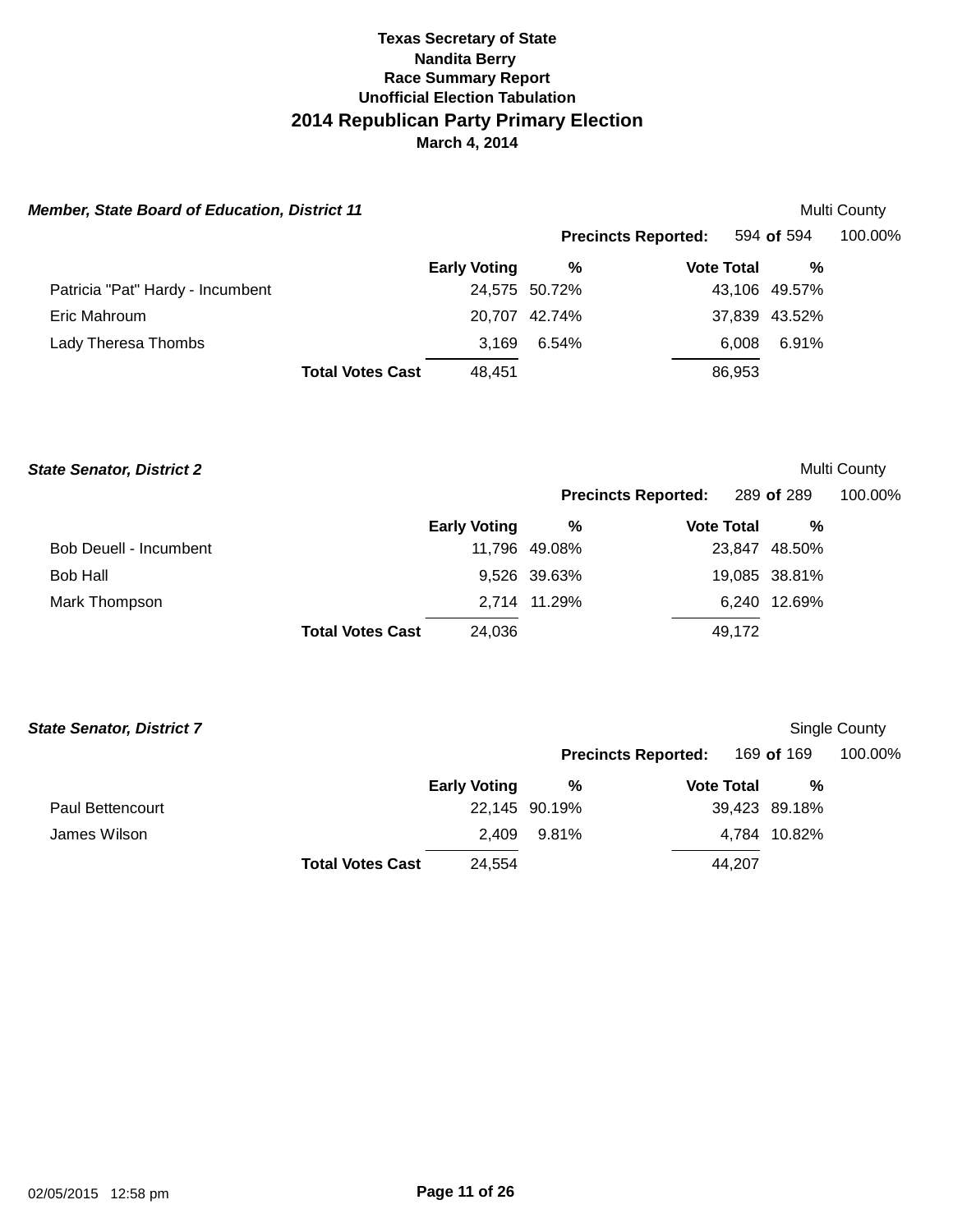**Texas Secretary of State**
**Nandita Berry**
**Race Summary Report**
**Unofficial Election Tabulation**

# 2014 Republican Party Primary Election

**March 4, 2014**

### *Member, State Board of Education, District 11*

Multi County

**Precincts Reported:** 594 **of** 594 100.00%

| | Early Voting | % | Vote Total | % |
|---|---|---|---|---|
| Patricia "Pat" Hardy - Incumbent | 24,575 | 50.72% | 43,106 | 49.57% |
| Eric Mahroum | 20,707 | 42.74% | 37,839 | 43.52% |
| Lady Theresa Thombs | 3,169 | 6.54% | 6,008 | 6.91% |
| **Total Votes Cast** | 48,451 | | 86,953 | |

### *State Senator, District 2*

Multi County

**Precincts Reported:** 289 **of** 289 100.00%

| | Early Voting | % | Vote Total | % |
|---|---|---|---|---|
| Bob Deuell - Incumbent | 11,796 | 49.08% | 23,847 | 48.50% |
| Bob Hall | 9,526 | 39.63% | 19,085 | 38.81% |
| Mark Thompson | 2,714 | 11.29% | 6,240 | 12.69% |
| **Total Votes Cast** | 24,036 | | 49,172 | |

### *State Senator, District 7*

Single County

**Precincts Reported:** 169 **of** 169 100.00%

| | Early Voting | % | Vote Total | % |
|---|---|---|---|---|
| Paul Bettencourt | 22,145 | 90.19% | 39,423 | 89.18% |
| James Wilson | 2,409 | 9.81% | 4,784 | 10.82% |
| **Total Votes Cast** | 24,554 | | 44,207 | |

02/05/2015 12:58 pm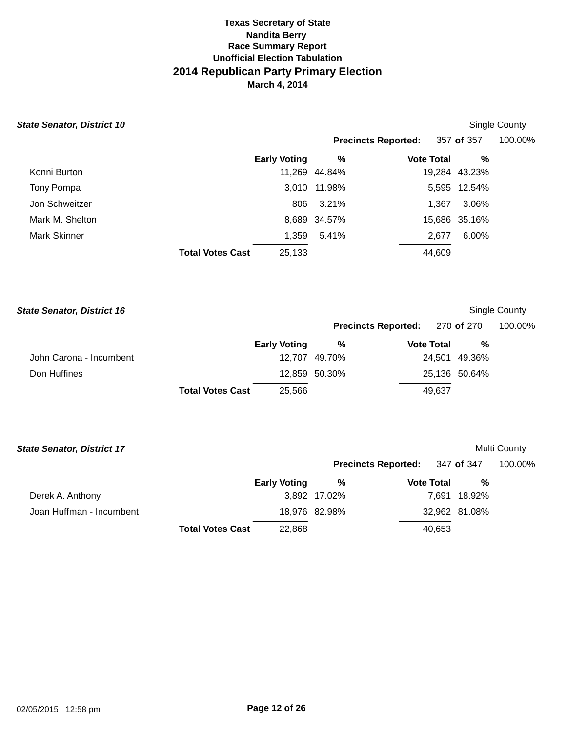**Texas Secretary of State**
**Nandita Berry**
**Race Summary Report**
**Unofficial Election Tabulation**

# 2014 Republican Party Primary Election

**March 4, 2014**

### *State Senator, District 10*

Single County

**Precincts Reported:** 357 **of** 357 100.00%

| | Early Voting | % | Vote Total | % |
|---|---|---|---|---|
| Konni Burton | 11,269 | 44.84% | 19,284 | 43.23% |
| Tony Pompa | 3,010 | 11.98% | 5,595 | 12.54% |
| Jon Schweitzer | 806 | 3.21% | 1,367 | 3.06% |
| Mark M. Shelton | 8,689 | 34.57% | 15,686 | 35.16% |
| Mark Skinner | 1,359 | 5.41% | 2,677 | 6.00% |
| **Total Votes Cast** | 25,133 | | 44,609 | |

### *State Senator, District 16*

Single County

**Precincts Reported:** 270 **of** 270 100.00%

| | Early Voting | % | Vote Total | % |
|---|---|---|---|---|
| John Carona - Incumbent | 12,707 | 49.70% | 24,501 | 49.36% |
| Don Huffines | 12,859 | 50.30% | 25,136 | 50.64% |
| **Total Votes Cast** | 25,566 | | 49,637 | |

### *State Senator, District 17*

Multi County

**Precincts Reported:** 347 **of** 347 100.00%

| | Early Voting | % | Vote Total | % |
|---|---|---|---|---|
| Derek A. Anthony | 3,892 | 17.02% | 7,691 | 18.92% |
| Joan Huffman - Incumbent | 18,976 | 82.98% | 32,962 | 81.08% |
| **Total Votes Cast** | 22,868 | | 40,653 | |

02/05/2015 12:58 pm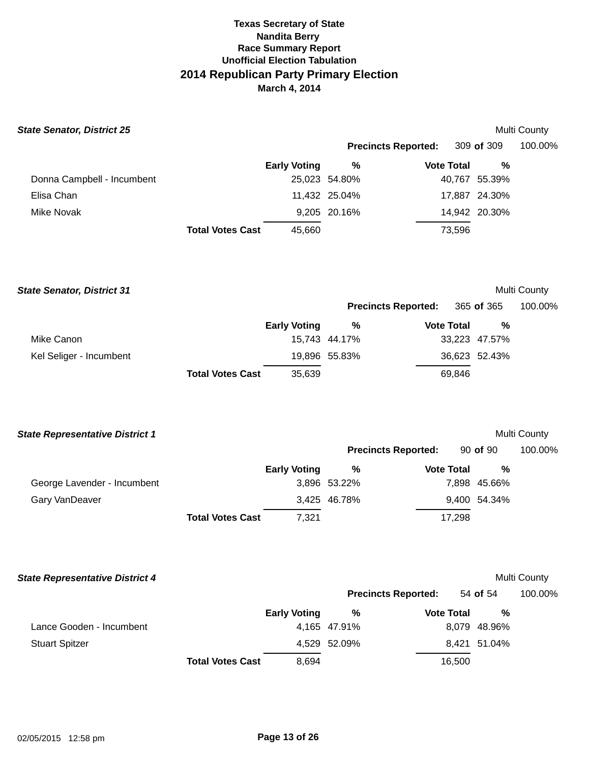**Texas Secretary of State**
**Nandita Berry**
**Race Summary Report**
**Unofficial Election Tabulation**

# 2014 Republican Party Primary Election

**March 4, 2014**

### *State Senator, District 25*

Multi County

**Precincts Reported:** 309 **of** 309 100.00%

| | Early Voting | % | Vote Total | % |
|---|---|---|---|---|
| Donna Campbell - Incumbent | 25,023 | 54.80% | 40,767 | 55.39% |
| Elisa Chan | 11,432 | 25.04% | 17,887 | 24.30% |
| Mike Novak | 9,205 | 20.16% | 14,942 | 20.30% |
| **Total Votes Cast** | 45,660 | | 73,596 | |

### *State Senator, District 31*

Multi County

**Precincts Reported:** 365 **of** 365 100.00%

| | Early Voting | % | Vote Total | % |
|---|---|---|---|---|
| Mike Canon | 15,743 | 44.17% | 33,223 | 47.57% |
| Kel Seliger - Incumbent | 19,896 | 55.83% | 36,623 | 52.43% |
| **Total Votes Cast** | 35,639 | | 69,846 | |

### *State Representative District 1*

Multi County

**Precincts Reported:** 90 **of** 90 100.00%

| | Early Voting | % | Vote Total | % |
|---|---|---|---|---|
| George Lavender - Incumbent | 3,896 | 53.22% | 7,898 | 45.66% |
| Gary VanDeaver | 3,425 | 46.78% | 9,400 | 54.34% |
| **Total Votes Cast** | 7,321 | | 17,298 | |

### *State Representative District 4*

Multi County

**Precincts Reported:** 54 **of** 54 100.00%

| | Early Voting | % | Vote Total | % |
|---|---|---|---|---|
| Lance Gooden - Incumbent | 4,165 | 47.91% | 8,079 | 48.96% |
| Stuart Spitzer | 4,529 | 52.09% | 8,421 | 51.04% |
| **Total Votes Cast** | 8,694 | | 16,500 | |

02/05/2015 12:58 pm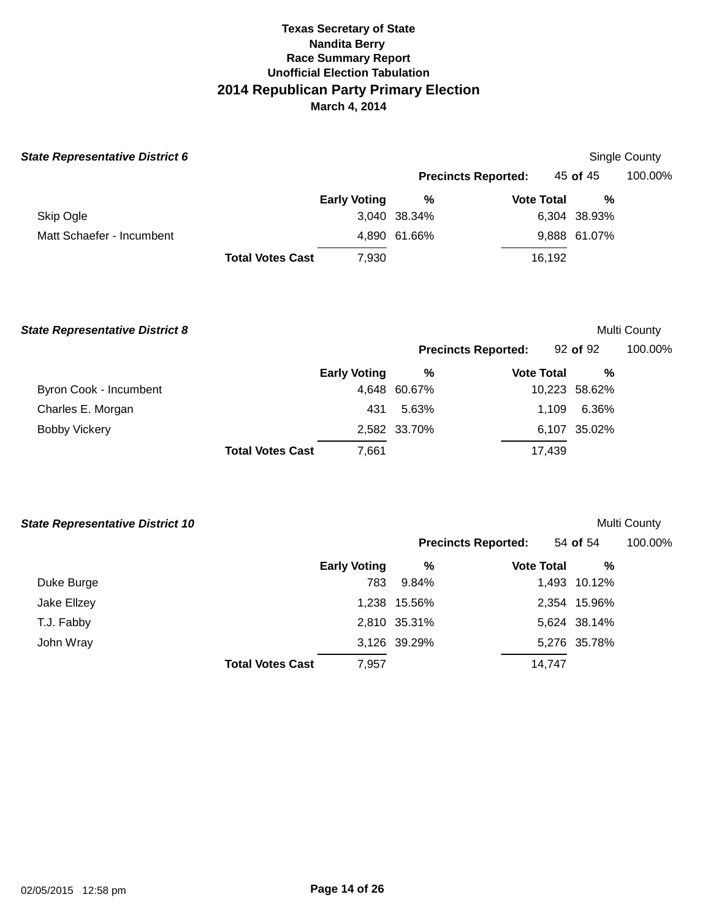# Texas Secretary of State
## Nandita Berry
### Race Summary Report
### Unofficial Election Tabulation
## 2014 Republican Party Primary Election
### March 4, 2014

***State Representative District 6*** — Single County

**Precincts Reported:** 45 **of** 45 — 100.00%

| | Early Voting | % | Vote Total | % |
|---|---|---|---|---|
| Skip Ogle | 3,040 | 38.34% | 6,304 | 38.93% |
| Matt Schaefer - Incumbent | 4,890 | 61.66% | 9,888 | 61.07% |
| **Total Votes Cast** | 7,930 | | 16,192 | |

***State Representative District 8*** — Multi County

**Precincts Reported:** 92 **of** 92 — 100.00%

| | Early Voting | % | Vote Total | % |
|---|---|---|---|---|
| Byron Cook - Incumbent | 4,648 | 60.67% | 10,223 | 58.62% |
| Charles E. Morgan | 431 | 5.63% | 1,109 | 6.36% |
| Bobby Vickery | 2,582 | 33.70% | 6,107 | 35.02% |
| **Total Votes Cast** | 7,661 | | 17,439 | |

***State Representative District 10*** — Multi County

**Precincts Reported:** 54 **of** 54 — 100.00%

| | Early Voting | % | Vote Total | % |
|---|---|---|---|---|
| Duke Burge | 783 | 9.84% | 1,493 | 10.12% |
| Jake Ellzey | 1,238 | 15.56% | 2,354 | 15.96% |
| T.J. Fabby | 2,810 | 35.31% | 5,624 | 38.14% |
| John Wray | 3,126 | 39.29% | 5,276 | 35.78% |
| **Total Votes Cast** | 7,957 | | 14,747 | |

02/05/2015 12:58 pm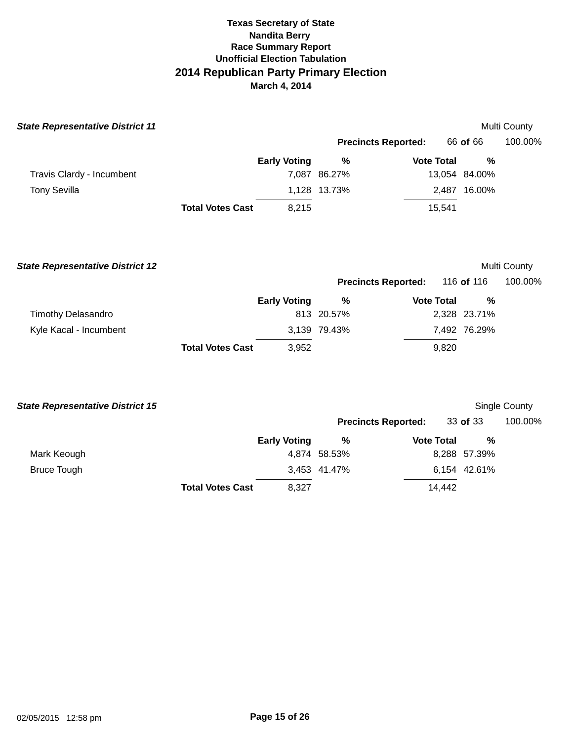# Texas Secretary of State
## Nandita Berry
### Race Summary Report
### Unofficial Election Tabulation
## 2014 Republican Party Primary Election
### March 4, 2014

***State Representative District 11*** — Multi County

**Precincts Reported:** 66 **of** 66 — 100.00%

| | Early Voting | % | Vote Total | % |
|---|---|---|---|---|
| Travis Clardy - Incumbent | 7,087 | 86.27% | 13,054 | 84.00% |
| Tony Sevilla | 1,128 | 13.73% | 2,487 | 16.00% |
| **Total Votes Cast** | 8,215 | | 15,541 | |

***State Representative District 12*** — Multi County

**Precincts Reported:** 116 **of** 116 — 100.00%

| | Early Voting | % | Vote Total | % |
|---|---|---|---|---|
| Timothy Delasandro | 813 | 20.57% | 2,328 | 23.71% |
| Kyle Kacal - Incumbent | 3,139 | 79.43% | 7,492 | 76.29% |
| **Total Votes Cast** | 3,952 | | 9,820 | |

***State Representative District 15*** — Single County

**Precincts Reported:** 33 **of** 33 — 100.00%

| | Early Voting | % | Vote Total | % |
|---|---|---|---|---|
| Mark Keough | 4,874 | 58.53% | 8,288 | 57.39% |
| Bruce Tough | 3,453 | 41.47% | 6,154 | 42.61% |
| **Total Votes Cast** | 8,327 | | 14,442 | |

02/05/2015 12:58 pm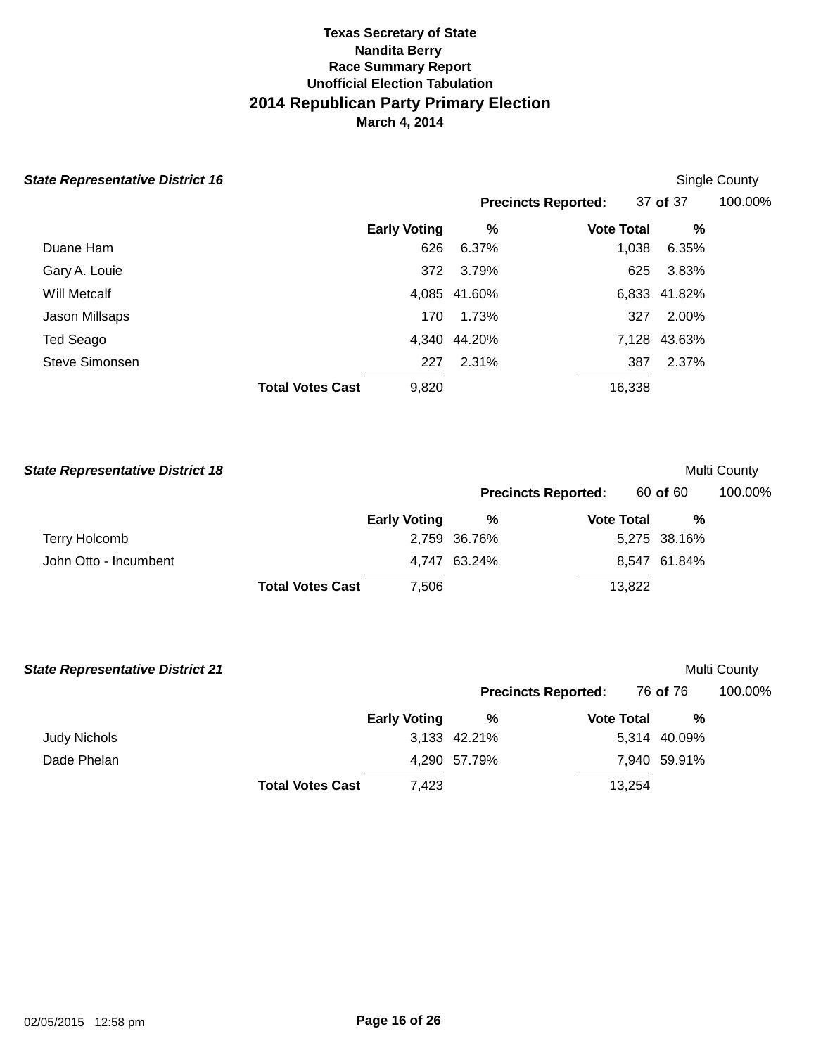# Texas Secretary of State
## Nandita Berry
## Race Summary Report
## Unofficial Election Tabulation
# 2014 Republican Party Primary Election
**March 4, 2014**

### *State Representative District 16*

Single County

**Precincts Reported:** 37 **of** 37 100.00%

| | Early Voting | % | Vote Total | % |
|---|---|---|---|---|
| Duane Ham | 626 | 6.37% | 1,038 | 6.35% |
| Gary A. Louie | 372 | 3.79% | 625 | 3.83% |
| Will Metcalf | 4,085 | 41.60% | 6,833 | 41.82% |
| Jason Millsaps | 170 | 1.73% | 327 | 2.00% |
| Ted Seago | 4,340 | 44.20% | 7,128 | 43.63% |
| Steve Simonsen | 227 | 2.31% | 387 | 2.37% |
| **Total Votes Cast** | 9,820 | | 16,338 | |

### *State Representative District 18*

Multi County

**Precincts Reported:** 60 **of** 60 100.00%

| | Early Voting | % | Vote Total | % |
|---|---|---|---|---|
| Terry Holcomb | 2,759 | 36.76% | 5,275 | 38.16% |
| John Otto - Incumbent | 4,747 | 63.24% | 8,547 | 61.84% |
| **Total Votes Cast** | 7,506 | | 13,822 | |

### *State Representative District 21*

Multi County

**Precincts Reported:** 76 **of** 76 100.00%

| | Early Voting | % | Vote Total | % |
|---|---|---|---|---|
| Judy Nichols | 3,133 | 42.21% | 5,314 | 40.09% |
| Dade Phelan | 4,290 | 57.79% | 7,940 | 59.91% |
| **Total Votes Cast** | 7,423 | | 13,254 | |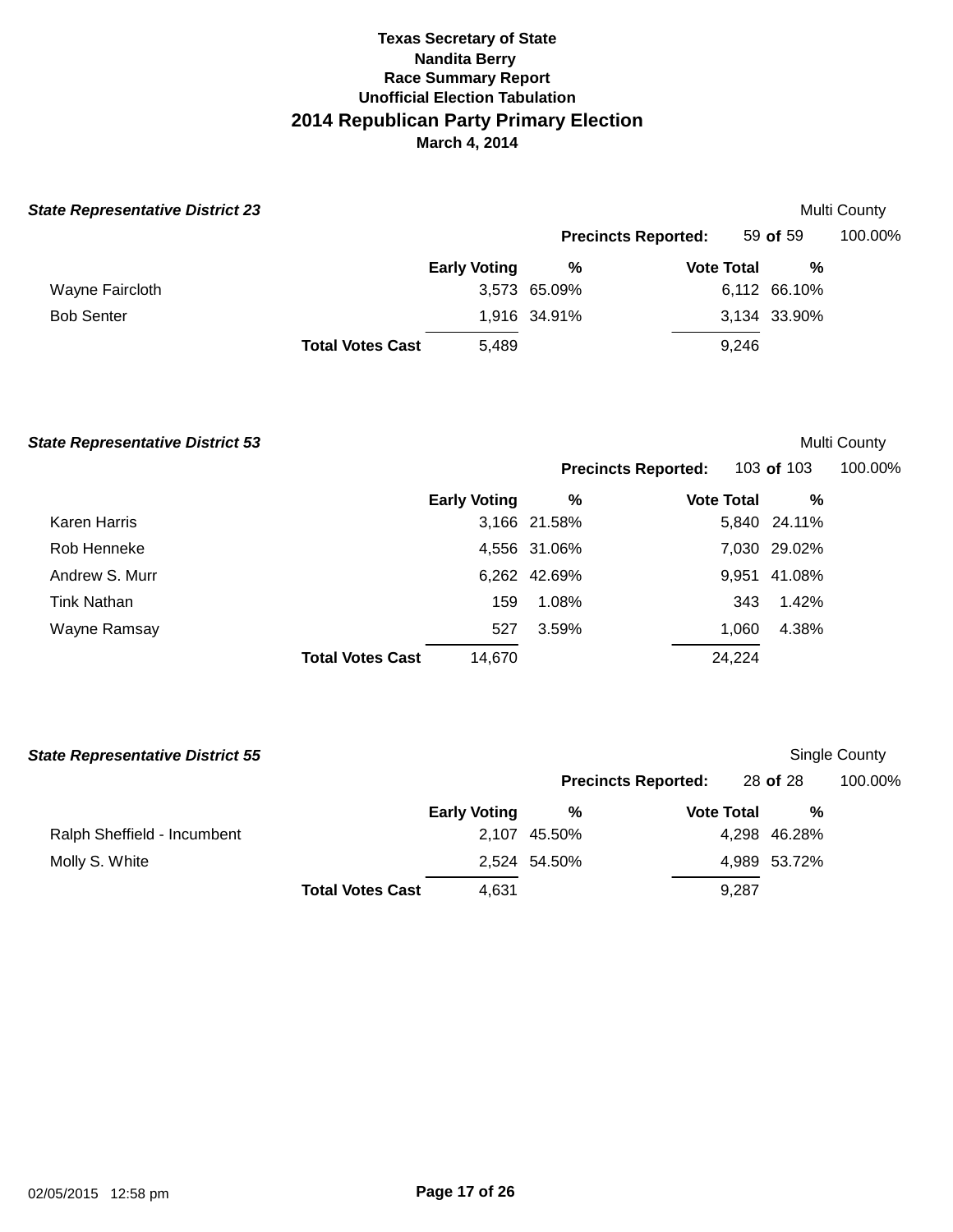# Texas Secretary of State
## Nandita Berry
### Race Summary Report
### Unofficial Election Tabulation
## 2014 Republican Party Primary Election
### March 4, 2014

***State Representative District 23*** — Multi County

**Precincts Reported:** 59 **of** 59 — 100.00%

| | Early Voting | % | Vote Total | % |
|---|---|---|---|---|
| Wayne Faircloth | 3,573 | 65.09% | 6,112 | 66.10% |
| Bob Senter | 1,916 | 34.91% | 3,134 | 33.90% |
| **Total Votes Cast** | 5,489 | | 9,246 | |

***State Representative District 53*** — Multi County

**Precincts Reported:** 103 **of** 103 — 100.00%

| | Early Voting | % | Vote Total | % |
|---|---|---|---|---|
| Karen Harris | 3,166 | 21.58% | 5,840 | 24.11% |
| Rob Henneke | 4,556 | 31.06% | 7,030 | 29.02% |
| Andrew S. Murr | 6,262 | 42.69% | 9,951 | 41.08% |
| Tink Nathan | 159 | 1.08% | 343 | 1.42% |
| Wayne Ramsay | 527 | 3.59% | 1,060 | 4.38% |
| **Total Votes Cast** | 14,670 | | 24,224 | |

***State Representative District 55*** — Single County

**Precincts Reported:** 28 **of** 28 — 100.00%

| | Early Voting | % | Vote Total | % |
|---|---|---|---|---|
| Ralph Sheffield - Incumbent | 2,107 | 45.50% | 4,298 | 46.28% |
| Molly S. White | 2,524 | 54.50% | 4,989 | 53.72% |
| **Total Votes Cast** | 4,631 | | 9,287 | |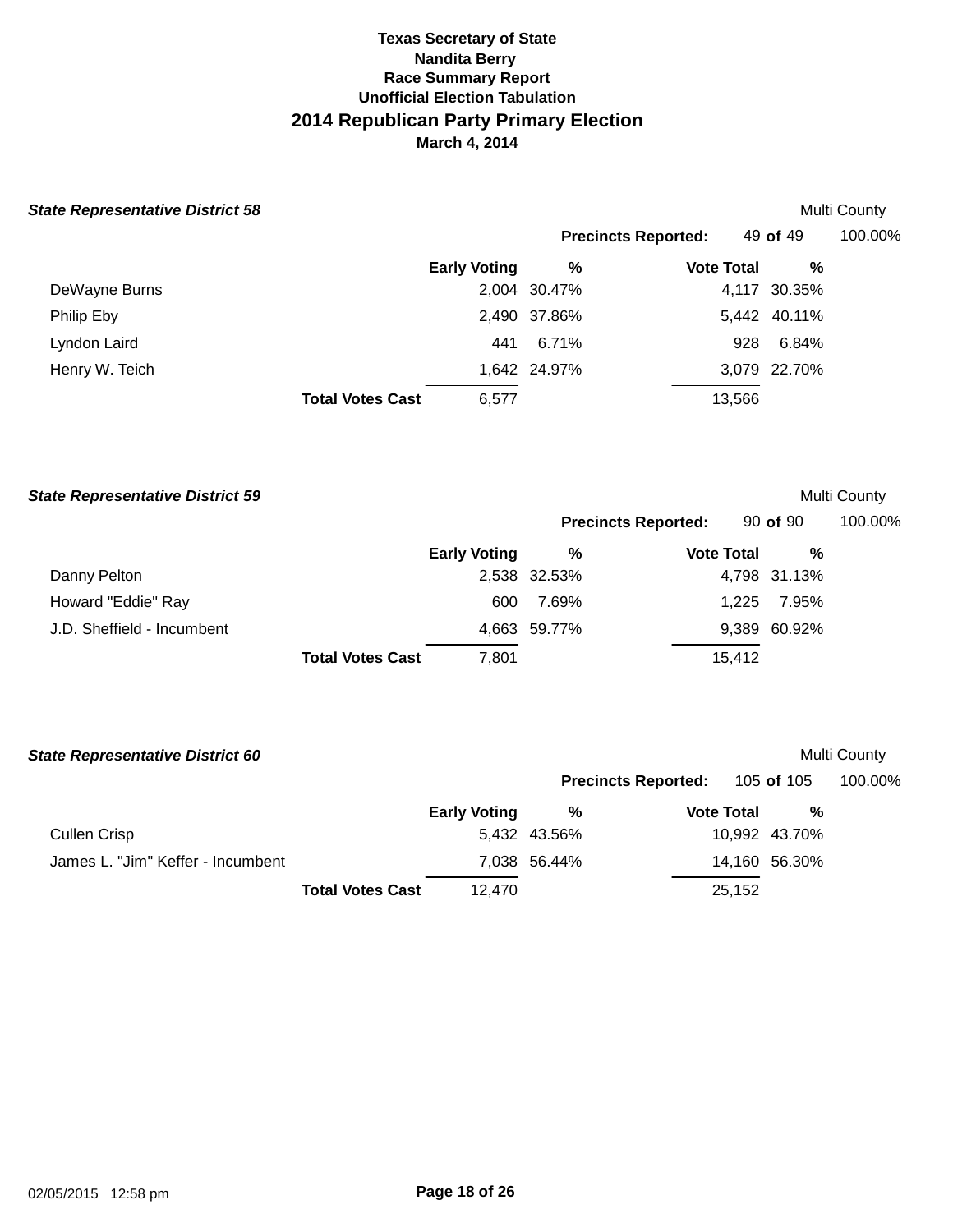**Texas Secretary of State**
**Nandita Berry**
**Race Summary Report**
**Unofficial Election Tabulation**

# 2014 Republican Party Primary Election

**March 4, 2014**

### *State Representative District 58*

Multi County

**Precincts Reported:** 49 **of** 49 100.00%

| | Early Voting | % | Vote Total | % |
|---|---|---|---|---|
| DeWayne Burns | 2,004 | 30.47% | 4,117 | 30.35% |
| Philip Eby | 2,490 | 37.86% | 5,442 | 40.11% |
| Lyndon Laird | 441 | 6.71% | 928 | 6.84% |
| Henry W. Teich | 1,642 | 24.97% | 3,079 | 22.70% |
| **Total Votes Cast** | 6,577 | | 13,566 | |

### *State Representative District 59*

Multi County

**Precincts Reported:** 90 **of** 90 100.00%

| | Early Voting | % | Vote Total | % |
|---|---|---|---|---|
| Danny Pelton | 2,538 | 32.53% | 4,798 | 31.13% |
| Howard "Eddie" Ray | 600 | 7.69% | 1,225 | 7.95% |
| J.D. Sheffield - Incumbent | 4,663 | 59.77% | 9,389 | 60.92% |
| **Total Votes Cast** | 7,801 | | 15,412 | |

### *State Representative District 60*

Multi County

**Precincts Reported:** 105 **of** 105 100.00%

| | Early Voting | % | Vote Total | % |
|---|---|---|---|---|
| Cullen Crisp | 5,432 | 43.56% | 10,992 | 43.70% |
| James L. "Jim" Keffer - Incumbent | 7,038 | 56.44% | 14,160 | 56.30% |
| **Total Votes Cast** | 12,470 | | 25,152 | |

02/05/2015 12:58 pm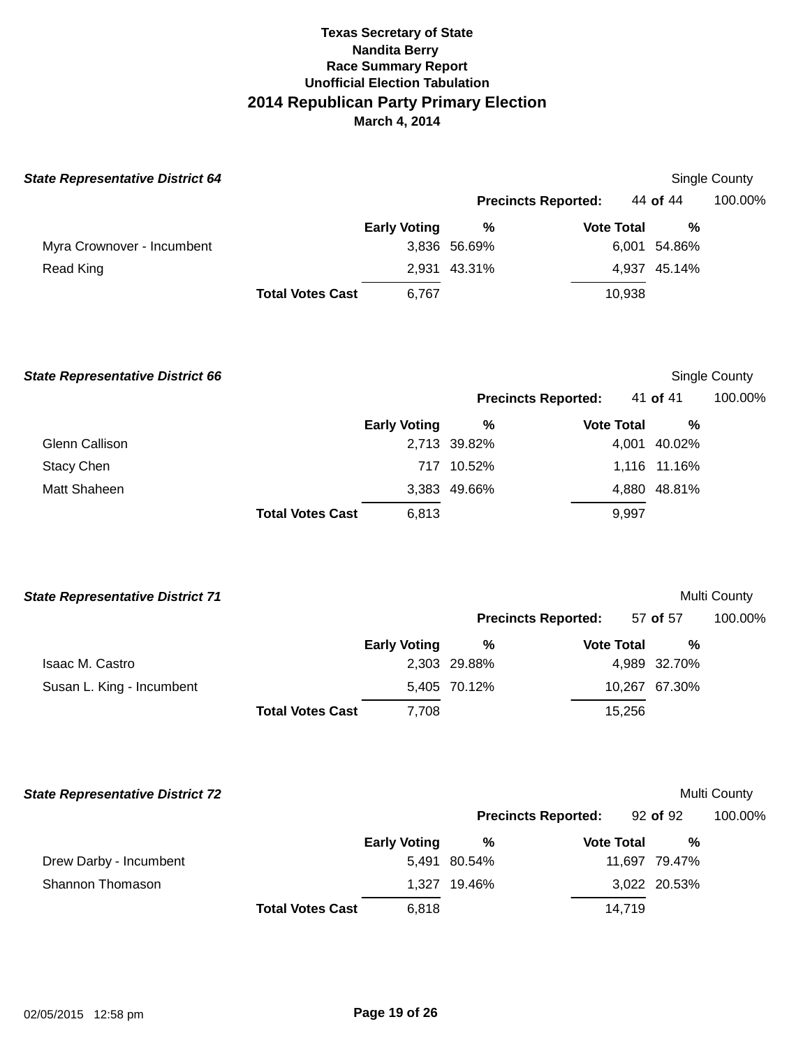# Texas Secretary of State
## Nandita Berry
### Race Summary Report
### Unofficial Election Tabulation
## 2014 Republican Party Primary Election
**March 4, 2014**

***State Representative District 64*** — Single County

**Precincts Reported:** 44 **of** 44 — 100.00%

| | Early Voting | % | Vote Total | % |
|---|---|---|---|---|
| Myra Crownover - Incumbent | 3,836 | 56.69% | 6,001 | 54.86% |
| Read King | 2,931 | 43.31% | 4,937 | 45.14% |
| **Total Votes Cast** | 6,767 | | 10,938 | |

***State Representative District 66*** — Single County

**Precincts Reported:** 41 **of** 41 — 100.00%

| | Early Voting | % | Vote Total | % |
|---|---|---|---|---|
| Glenn Callison | 2,713 | 39.82% | 4,001 | 40.02% |
| Stacy Chen | 717 | 10.52% | 1,116 | 11.16% |
| Matt Shaheen | 3,383 | 49.66% | 4,880 | 48.81% |
| **Total Votes Cast** | 6,813 | | 9,997 | |

***State Representative District 71*** — Multi County

**Precincts Reported:** 57 **of** 57 — 100.00%

| | Early Voting | % | Vote Total | % |
|---|---|---|---|---|
| Isaac M. Castro | 2,303 | 29.88% | 4,989 | 32.70% |
| Susan L. King - Incumbent | 5,405 | 70.12% | 10,267 | 67.30% |
| **Total Votes Cast** | 7,708 | | 15,256 | |

***State Representative District 72*** — Multi County

**Precincts Reported:** 92 **of** 92 — 100.00%

| | Early Voting | % | Vote Total | % |
|---|---|---|---|---|
| Drew Darby - Incumbent | 5,491 | 80.54% | 11,697 | 79.47% |
| Shannon Thomason | 1,327 | 19.46% | 3,022 | 20.53% |
| **Total Votes Cast** | 6,818 | | 14,719 | |

02/05/2015 12:58 pm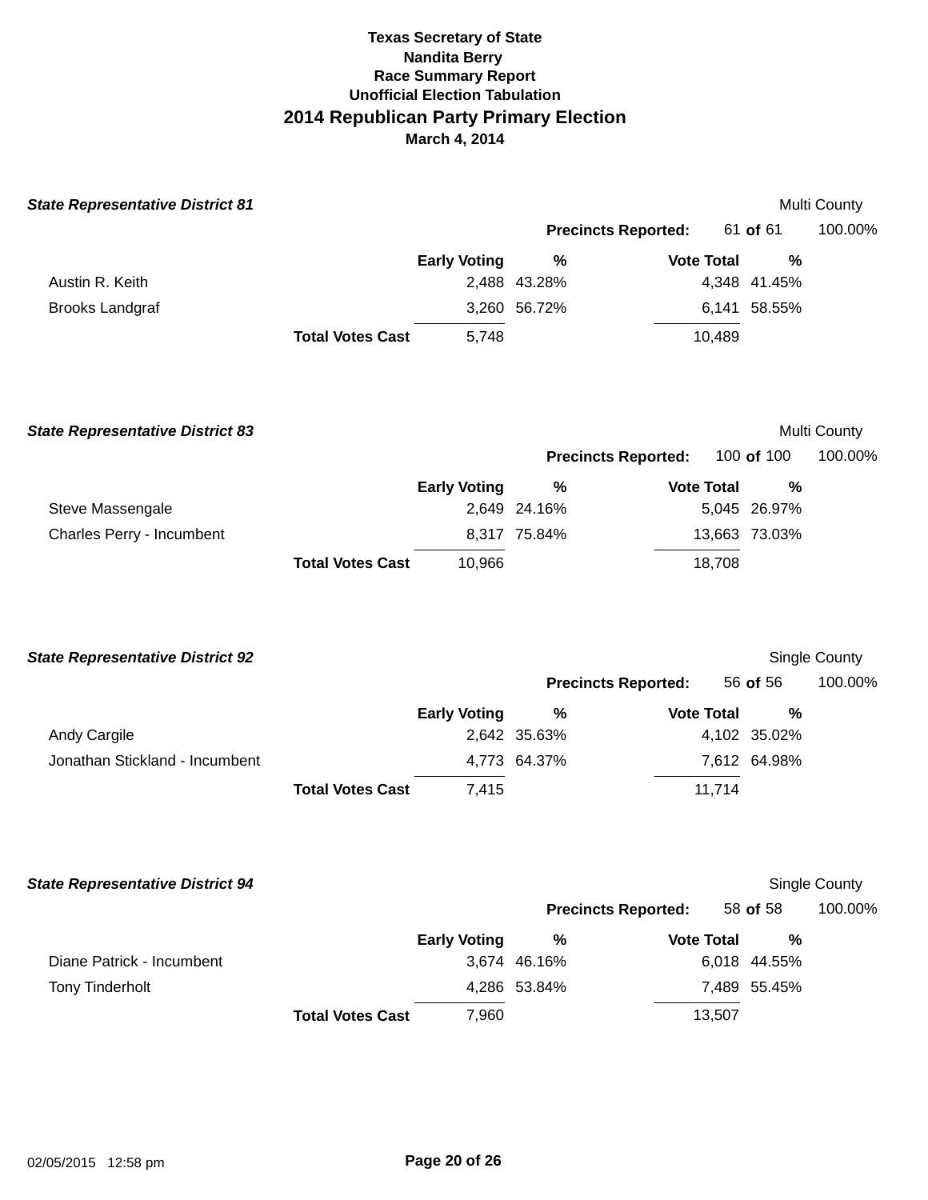**Texas Secretary of State**
**Nandita Berry**
**Race Summary Report**
**Unofficial Election Tabulation**

# 2014 Republican Party Primary Election

**March 4, 2014**

### *State Representative District 81*

Multi County

**Precincts Reported:** 61 **of** 61 100.00%

| | Early Voting | % | Vote Total | % |
|---|---|---|---|---|
| Austin R. Keith | 2,488 | 43.28% | 4,348 | 41.45% |
| Brooks Landgraf | 3,260 | 56.72% | 6,141 | 58.55% |
| **Total Votes Cast** | 5,748 | | 10,489 | |

### *State Representative District 83*

Multi County

**Precincts Reported:** 100 **of** 100 100.00%

| | Early Voting | % | Vote Total | % |
|---|---|---|---|---|
| Steve Massengale | 2,649 | 24.16% | 5,045 | 26.97% |
| Charles Perry - Incumbent | 8,317 | 75.84% | 13,663 | 73.03% |
| **Total Votes Cast** | 10,966 | | 18,708 | |

### *State Representative District 92*

Single County

**Precincts Reported:** 56 **of** 56 100.00%

| | Early Voting | % | Vote Total | % |
|---|---|---|---|---|
| Andy Cargile | 2,642 | 35.63% | 4,102 | 35.02% |
| Jonathan Stickland - Incumbent | 4,773 | 64.37% | 7,612 | 64.98% |
| **Total Votes Cast** | 7,415 | | 11,714 | |

### *State Representative District 94*

Single County

**Precincts Reported:** 58 **of** 58 100.00%

| | Early Voting | % | Vote Total | % |
|---|---|---|---|---|
| Diane Patrick - Incumbent | 3,674 | 46.16% | 6,018 | 44.55% |
| Tony Tinderholt | 4,286 | 53.84% | 7,489 | 55.45% |
| **Total Votes Cast** | 7,960 | | 13,507 | |

02/05/2015 12:58 pm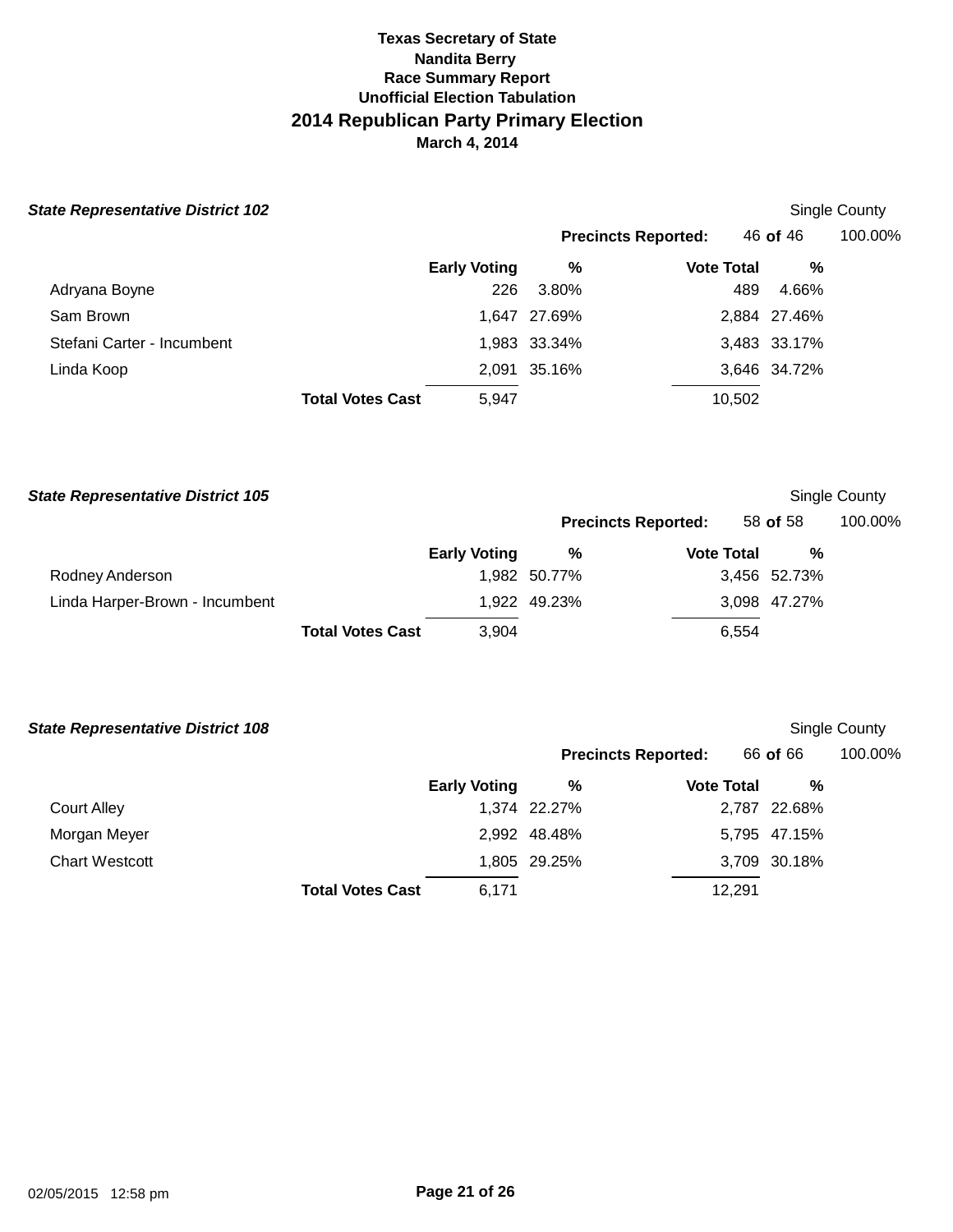**Texas Secretary of State**
**Nandita Berry**
**Race Summary Report**
**Unofficial Election Tabulation**

# 2014 Republican Party Primary Election

**March 4, 2014**

### *State Representative District 102*

Single County

**Precincts Reported:** 46 **of** 46 100.00%

| | Early Voting | % | Vote Total | % |
|---|---|---|---|---|
| Adryana Boyne | 226 | 3.80% | 489 | 4.66% |
| Sam Brown | 1,647 | 27.69% | 2,884 | 27.46% |
| Stefani Carter - Incumbent | 1,983 | 33.34% | 3,483 | 33.17% |
| Linda Koop | 2,091 | 35.16% | 3,646 | 34.72% |
| **Total Votes Cast** | 5,947 | | 10,502 | |

### *State Representative District 105*

Single County

**Precincts Reported:** 58 **of** 58 100.00%

| | Early Voting | % | Vote Total | % |
|---|---|---|---|---|
| Rodney Anderson | 1,982 | 50.77% | 3,456 | 52.73% |
| Linda Harper-Brown - Incumbent | 1,922 | 49.23% | 3,098 | 47.27% |
| **Total Votes Cast** | 3,904 | | 6,554 | |

### *State Representative District 108*

Single County

**Precincts Reported:** 66 **of** 66 100.00%

| | Early Voting | % | Vote Total | % |
|---|---|---|---|---|
| Court Alley | 1,374 | 22.27% | 2,787 | 22.68% |
| Morgan Meyer | 2,992 | 48.48% | 5,795 | 47.15% |
| Chart Westcott | 1,805 | 29.25% | 3,709 | 30.18% |
| **Total Votes Cast** | 6,171 | | 12,291 | |

02/05/2015 12:58 pm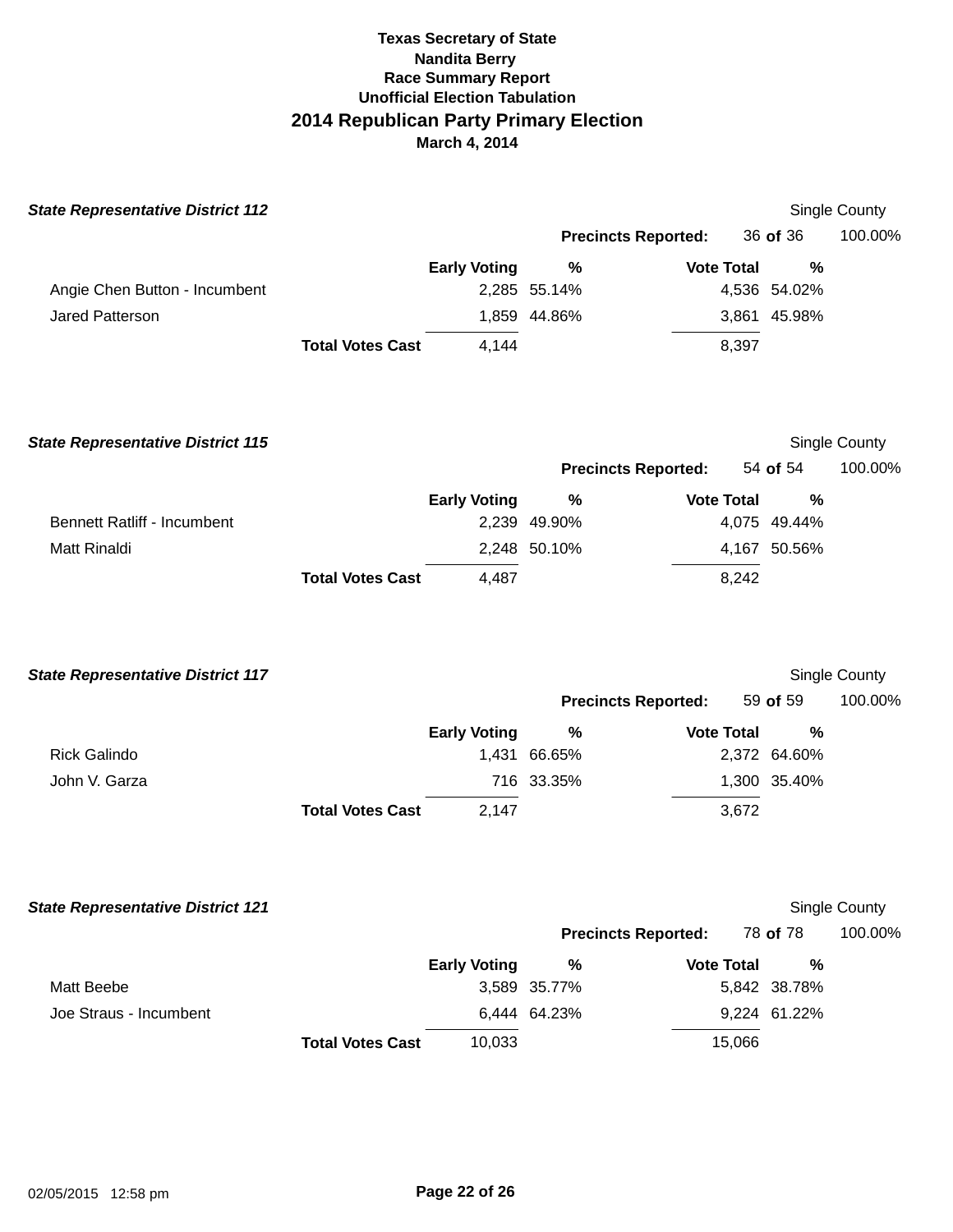**Texas Secretary of State**
**Nandita Berry**
**Race Summary Report**
**Unofficial Election Tabulation**

# 2014 Republican Party Primary Election

**March 4, 2014**

### *State Representative District 112*

Single County

**Precincts Reported:** 36 **of** 36 100.00%

| | Early Voting | % | Vote Total | % |
|---|---|---|---|---|
| Angie Chen Button - Incumbent | 2,285 | 55.14% | 4,536 | 54.02% |
| Jared Patterson | 1,859 | 44.86% | 3,861 | 45.98% |
| **Total Votes Cast** | 4,144 | | 8,397 | |

### *State Representative District 115*

Single County

**Precincts Reported:** 54 **of** 54 100.00%

| | Early Voting | % | Vote Total | % |
|---|---|---|---|---|
| Bennett Ratliff - Incumbent | 2,239 | 49.90% | 4,075 | 49.44% |
| Matt Rinaldi | 2,248 | 50.10% | 4,167 | 50.56% |
| **Total Votes Cast** | 4,487 | | 8,242 | |

### *State Representative District 117*

Single County

**Precincts Reported:** 59 **of** 59 100.00%

| | Early Voting | % | Vote Total | % |
|---|---|---|---|---|
| Rick Galindo | 1,431 | 66.65% | 2,372 | 64.60% |
| John V. Garza | 716 | 33.35% | 1,300 | 35.40% |
| **Total Votes Cast** | 2,147 | | 3,672 | |

### *State Representative District 121*

Single County

**Precincts Reported:** 78 **of** 78 100.00%

| | Early Voting | % | Vote Total | % |
|---|---|---|---|---|
| Matt Beebe | 3,589 | 35.77% | 5,842 | 38.78% |
| Joe Straus - Incumbent | 6,444 | 64.23% | 9,224 | 61.22% |
| **Total Votes Cast** | 10,033 | | 15,066 | |

02/05/2015 12:58 pm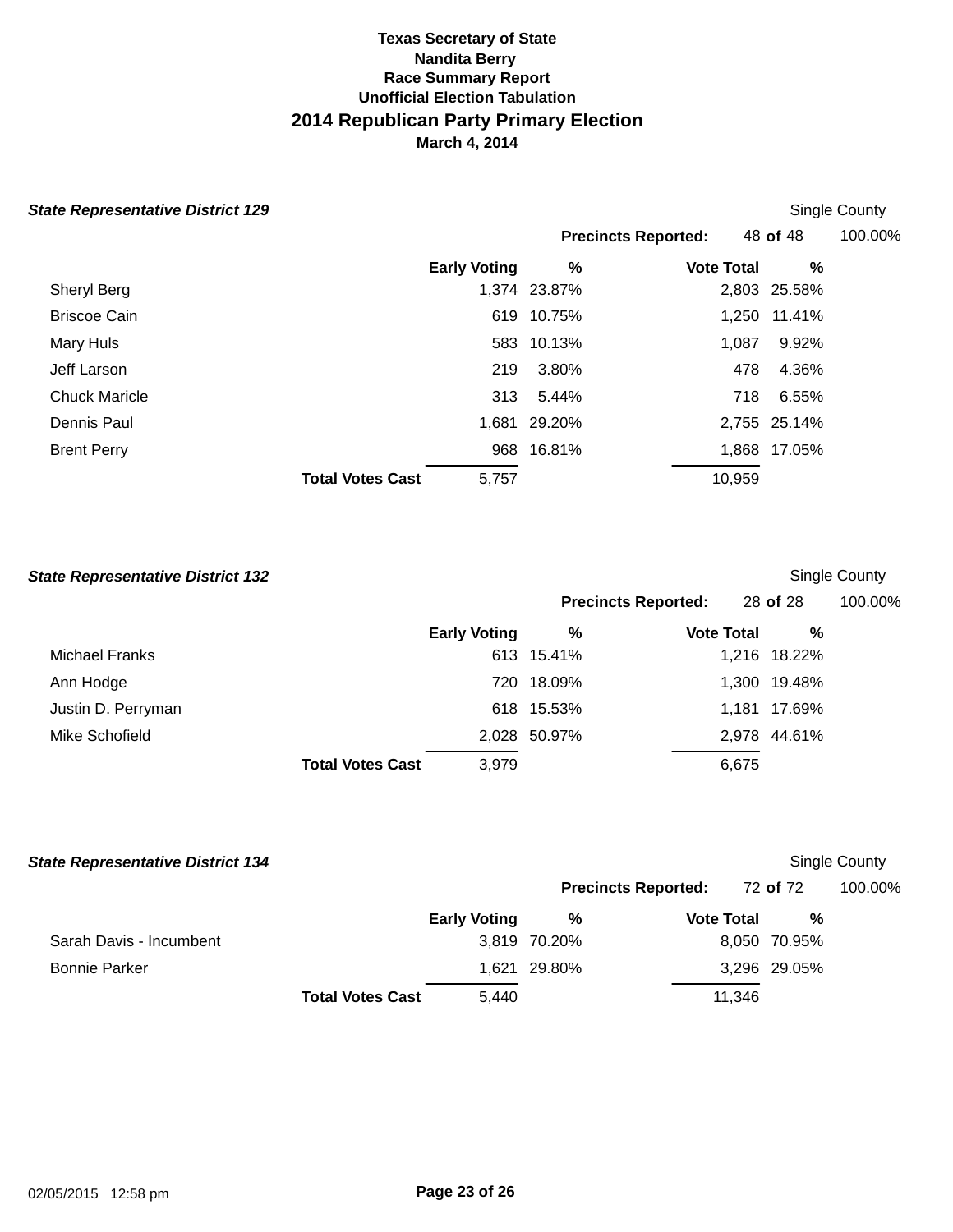**Texas Secretary of State**
**Nandita Berry**
**Race Summary Report**
**Unofficial Election Tabulation**

# 2014 Republican Party Primary Election

**March 4, 2014**

### *State Representative District 129*

Single County

**Precincts Reported:** 48 **of** 48 100.00%

| | Early Voting | % | Vote Total | % |
|---|---|---|---|---|
| Sheryl Berg | 1,374 | 23.87% | 2,803 | 25.58% |
| Briscoe Cain | 619 | 10.75% | 1,250 | 11.41% |
| Mary Huls | 583 | 10.13% | 1,087 | 9.92% |
| Jeff Larson | 219 | 3.80% | 478 | 4.36% |
| Chuck Maricle | 313 | 5.44% | 718 | 6.55% |
| Dennis Paul | 1,681 | 29.20% | 2,755 | 25.14% |
| Brent Perry | 968 | 16.81% | 1,868 | 17.05% |
| **Total Votes Cast** | 5,757 | | 10,959 | |

### *State Representative District 132*

Single County

**Precincts Reported:** 28 **of** 28 100.00%

| | Early Voting | % | Vote Total | % |
|---|---|---|---|---|
| Michael Franks | 613 | 15.41% | 1,216 | 18.22% |
| Ann Hodge | 720 | 18.09% | 1,300 | 19.48% |
| Justin D. Perryman | 618 | 15.53% | 1,181 | 17.69% |
| Mike Schofield | 2,028 | 50.97% | 2,978 | 44.61% |
| **Total Votes Cast** | 3,979 | | 6,675 | |

### *State Representative District 134*

Single County

**Precincts Reported:** 72 **of** 72 100.00%

| | Early Voting | % | Vote Total | % |
|---|---|---|---|---|
| Sarah Davis - Incumbent | 3,819 | 70.20% | 8,050 | 70.95% |
| Bonnie Parker | 1,621 | 29.80% | 3,296 | 29.05% |
| **Total Votes Cast** | 5,440 | | 11,346 | |

02/05/2015 12:58 pm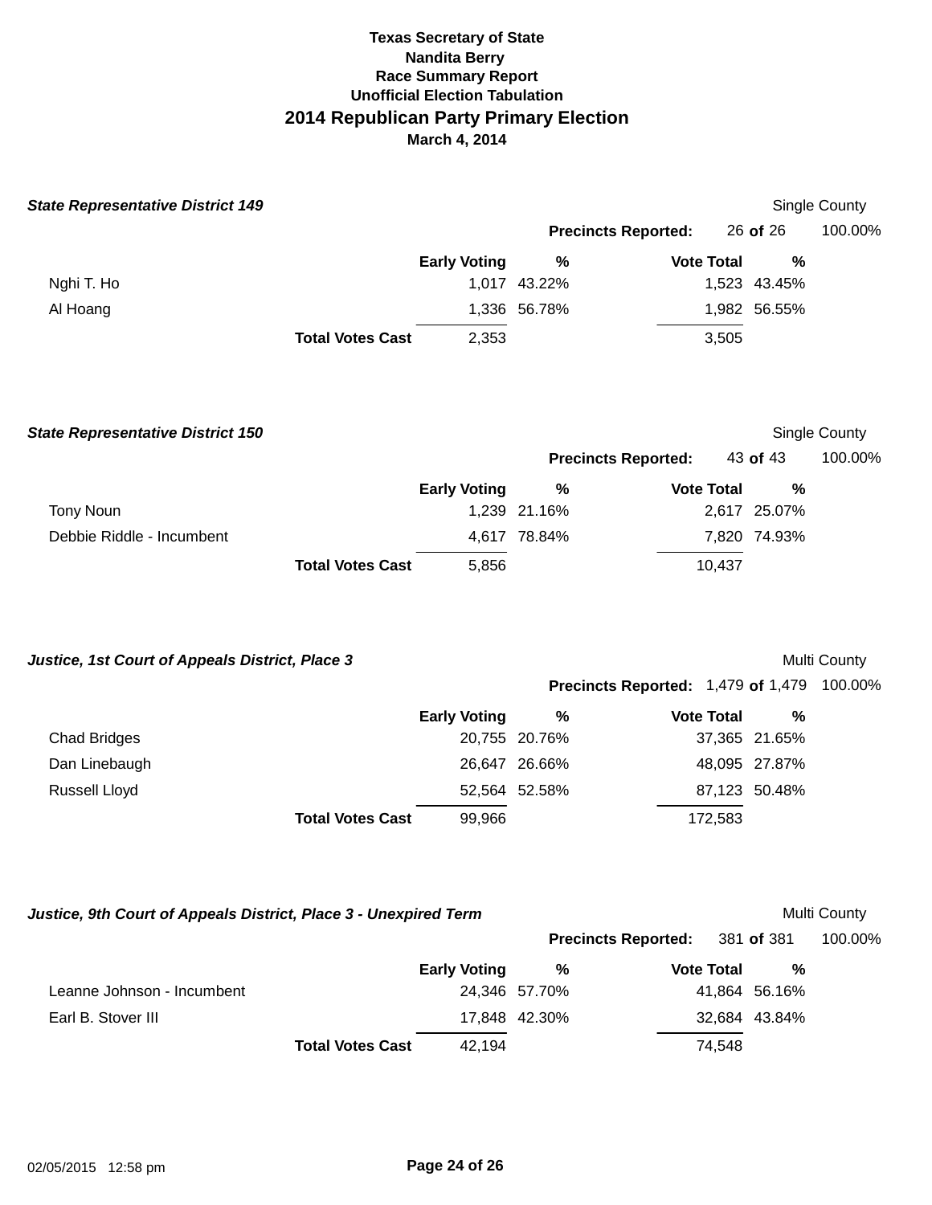**Texas Secretary of State**
**Nandita Berry**
**Race Summary Report**
**Unofficial Election Tabulation**

# 2014 Republican Party Primary Election

**March 4, 2014**

### *State Representative District 149*

Single County

**Precincts Reported:** 26 **of** 26 100.00%

| | Early Voting | % | Vote Total | % |
|---|---|---|---|---|
| Nghi T. Ho | 1,017 | 43.22% | 1,523 | 43.45% |
| Al Hoang | 1,336 | 56.78% | 1,982 | 56.55% |
| **Total Votes Cast** | 2,353 | | 3,505 | |

### *State Representative District 150*

Single County

**Precincts Reported:** 43 **of** 43 100.00%

| | Early Voting | % | Vote Total | % |
|---|---|---|---|---|
| Tony Noun | 1,239 | 21.16% | 2,617 | 25.07% |
| Debbie Riddle - Incumbent | 4,617 | 78.84% | 7,820 | 74.93% |
| **Total Votes Cast** | 5,856 | | 10,437 | |

### *Justice, 1st Court of Appeals District, Place 3*

Multi County

**Precincts Reported:** 1,479 **of** 1,479 100.00%

| | Early Voting | % | Vote Total | % |
|---|---|---|---|---|
| Chad Bridges | 20,755 | 20.76% | 37,365 | 21.65% |
| Dan Linebaugh | 26,647 | 26.66% | 48,095 | 27.87% |
| Russell Lloyd | 52,564 | 52.58% | 87,123 | 50.48% |
| **Total Votes Cast** | 99,966 | | 172,583 | |

### *Justice, 9th Court of Appeals District, Place 3 - Unexpired Term*

Multi County

**Precincts Reported:** 381 **of** 381 100.00%

| | Early Voting | % | Vote Total | % |
|---|---|---|---|---|
| Leanne Johnson - Incumbent | 24,346 | 57.70% | 41,864 | 56.16% |
| Earl B. Stover III | 17,848 | 42.30% | 32,684 | 43.84% |
| **Total Votes Cast** | 42,194 | | 74,548 | |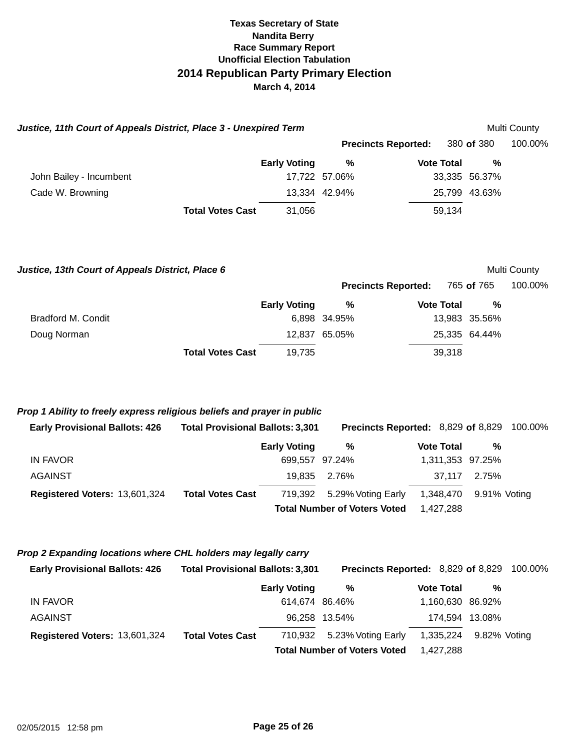**Texas Secretary of State**
**Nandita Berry**
**Race Summary Report**
**Unofficial Election Tabulation**

## 2014 Republican Party Primary Election

**March 4, 2014**

### *Justice, 11th Court of Appeals District, Place 3 - Unexpired Term*

Multi County

**Precincts Reported:** 380 **of** 380 100.00%

| | Early Voting | % | Vote Total | % |
|---|---|---|---|---|
| John Bailey - Incumbent | 17,722 | 57.06% | 33,335 | 56.37% |
| Cade W. Browning | 13,334 | 42.94% | 25,799 | 43.63% |
| **Total Votes Cast** | 31,056 | | 59,134 | |

### *Justice, 13th Court of Appeals District, Place 6*

Multi County

**Precincts Reported:** 765 **of** 765 100.00%

| | Early Voting | % | Vote Total | % |
|---|---|---|---|---|
| Bradford M. Condit | 6,898 | 34.95% | 13,983 | 35.56% |
| Doug Norman | 12,837 | 65.05% | 25,335 | 64.44% |
| **Total Votes Cast** | 19,735 | | 39,318 | |

### *Prop 1 Ability to freely express religious beliefs and prayer in public*

**Early Provisional Ballots:** 426 **Total Provisional Ballots:** 3,301 **Precincts Reported:** 8,829 **of** 8,829 100.00%

| | Early Voting | % | Vote Total | % |
|---|---|---|---|---|
| IN FAVOR | 699,557 | 97.24% | 1,311,353 | 97.25% |
| AGAINST | 19,835 | 2.76% | 37,117 | 2.75% |
| **Registered Voters:** 13,601,324 — **Total Votes Cast** | 719,392 | 5.29% Voting Early | 1,348,470 | 9.91% Voting |
| **Total Number of Voters Voted** | | | 1,427,288 | |

### *Prop 2 Expanding locations where CHL holders may legally carry*

**Early Provisional Ballots:** 426 **Total Provisional Ballots:** 3,301 **Precincts Reported:** 8,829 **of** 8,829 100.00%

| | Early Voting | % | Vote Total | % |
|---|---|---|---|---|
| IN FAVOR | 614,674 | 86.46% | 1,160,630 | 86.92% |
| AGAINST | 96,258 | 13.54% | 174,594 | 13.08% |
| **Registered Voters:** 13,601,324 — **Total Votes Cast** | 710,932 | 5.23% Voting Early | 1,335,224 | 9.82% Voting |
| **Total Number of Voters Voted** | | | 1,427,288 | |

02/05/2015 12:58 pm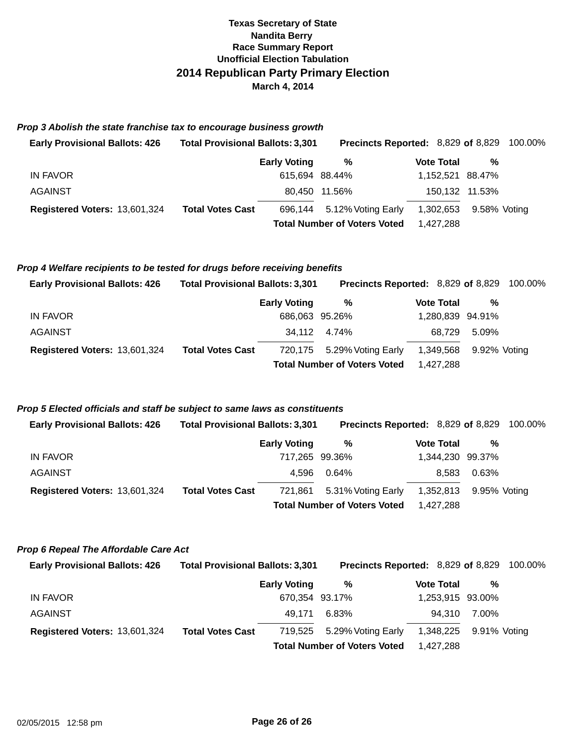# Texas Secretary of State
## Nandita Berry
### Race Summary Report
### Unofficial Election Tabulation
## 2014 Republican Party Primary Election
### March 4, 2014

***Prop 3 Abolish the state franchise tax to encourage business growth***

**Early Provisional Ballots: 426** **Total Provisional Ballots: 3,301** **Precincts Reported:** 8,829 **of** 8,829 100.00%

| | Early Voting | % | Vote Total | % |
|---|---|---|---|---|
| IN FAVOR | 615,694 | 88.44% | 1,152,521 | 88.47% |
| AGAINST | 80,450 | 11.56% | 150,132 | 11.53% |
| **Total Votes Cast** | 696,144 | 5.12% Voting Early | 1,302,653 | 9.58% Voting |

**Registered Voters:** 13,601,324

**Total Number of Voters Voted** 1,427,288

***Prop 4 Welfare recipients to be tested for drugs before receiving benefits***

**Early Provisional Ballots: 426** **Total Provisional Ballots: 3,301** **Precincts Reported:** 8,829 **of** 8,829 100.00%

| | Early Voting | % | Vote Total | % |
|---|---|---|---|---|
| IN FAVOR | 686,063 | 95.26% | 1,280,839 | 94.91% |
| AGAINST | 34,112 | 4.74% | 68,729 | 5.09% |
| **Total Votes Cast** | 720,175 | 5.29% Voting Early | 1,349,568 | 9.92% Voting |

**Registered Voters:** 13,601,324

**Total Number of Voters Voted** 1,427,288

***Prop 5 Elected officials and staff be subject to same laws as constituents***

**Early Provisional Ballots: 426** **Total Provisional Ballots: 3,301** **Precincts Reported:** 8,829 **of** 8,829 100.00%

| | Early Voting | % | Vote Total | % |
|---|---|---|---|---|
| IN FAVOR | 717,265 | 99.36% | 1,344,230 | 99.37% |
| AGAINST | 4,596 | 0.64% | 8,583 | 0.63% |
| **Total Votes Cast** | 721,861 | 5.31% Voting Early | 1,352,813 | 9.95% Voting |

**Registered Voters:** 13,601,324

**Total Number of Voters Voted** 1,427,288

***Prop 6 Repeal The Affordable Care Act***

**Early Provisional Ballots: 426** **Total Provisional Ballots: 3,301** **Precincts Reported:** 8,829 **of** 8,829 100.00%

| | Early Voting | % | Vote Total | % |
|---|---|---|---|---|
| IN FAVOR | 670,354 | 93.17% | 1,253,915 | 93.00% |
| AGAINST | 49,171 | 6.83% | 94,310 | 7.00% |
| **Total Votes Cast** | 719,525 | 5.29% Voting Early | 1,348,225 | 9.91% Voting |

**Registered Voters:** 13,601,324

**Total Number of Voters Voted** 1,427,288

02/05/2015 12:58 pm